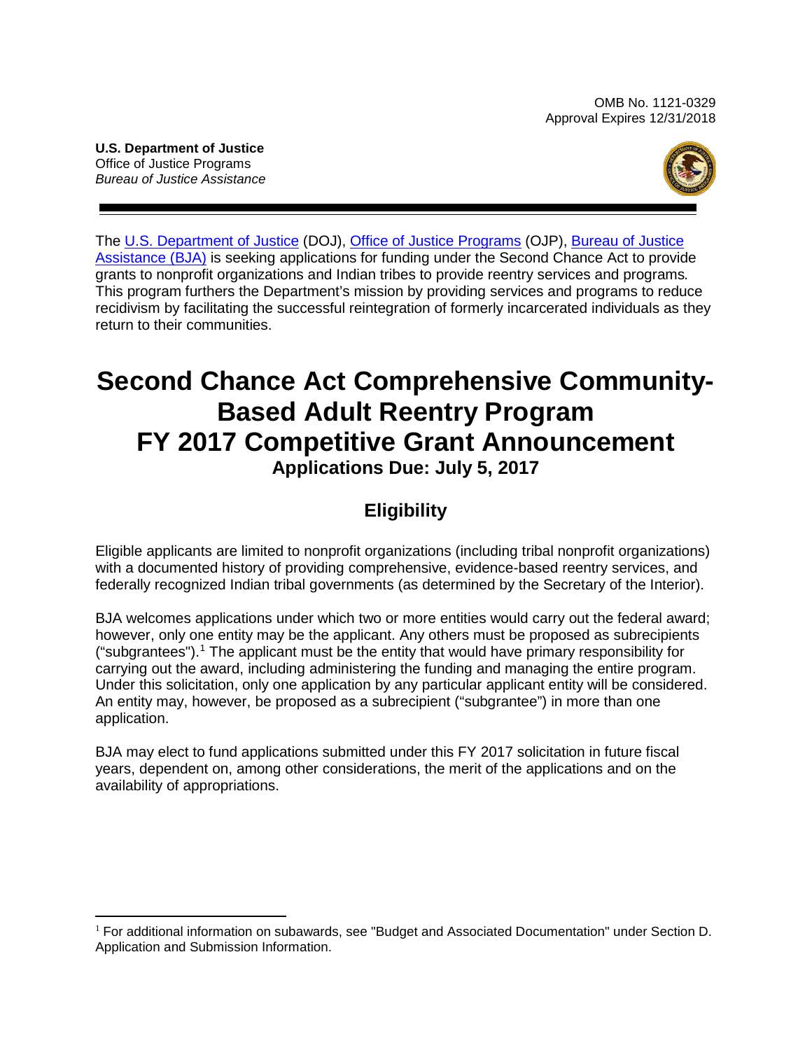OMB No. 1121-0329
Approval Expires 12/31/2018

**U.S. Department of Justice**
Office of Justice Programs
*Bureau of Justice Assistance*

The U.S. Department of Justice (DOJ), Office of Justice Programs (OJP), Bureau of Justice Assistance (BJA) is seeking applications for funding under the Second Chance Act to provide grants to nonprofit organizations and Indian tribes to provide reentry services and programs. This program furthers the Department's mission by providing services and programs to reduce recidivism by facilitating the successful reintegration of formerly incarcerated individuals as they return to their communities.

# Second Chance Act Comprehensive Community-Based Adult Reentry Program FY 2017 Competitive Grant Announcement

**Applications Due: July 5, 2017**

## Eligibility

Eligible applicants are limited to nonprofit organizations (including tribal nonprofit organizations) with a documented history of providing comprehensive, evidence-based reentry services, and federally recognized Indian tribal governments (as determined by the Secretary of the Interior).

BJA welcomes applications under which two or more entities would carry out the federal award; however, only one entity may be the applicant. Any others must be proposed as subrecipients ("subgrantees").[1] The applicant must be the entity that would have primary responsibility for carrying out the award, including administering the funding and managing the entire program. Under this solicitation, only one application by any particular applicant entity will be considered. An entity may, however, be proposed as a subrecipient ("subgrantee") in more than one application.

BJA may elect to fund applications submitted under this FY 2017 solicitation in future fiscal years, dependent on, among other considerations, the merit of the applications and on the availability of appropriations.

[1] For additional information on subawards, see "Budget and Associated Documentation" under Section D. Application and Submission Information.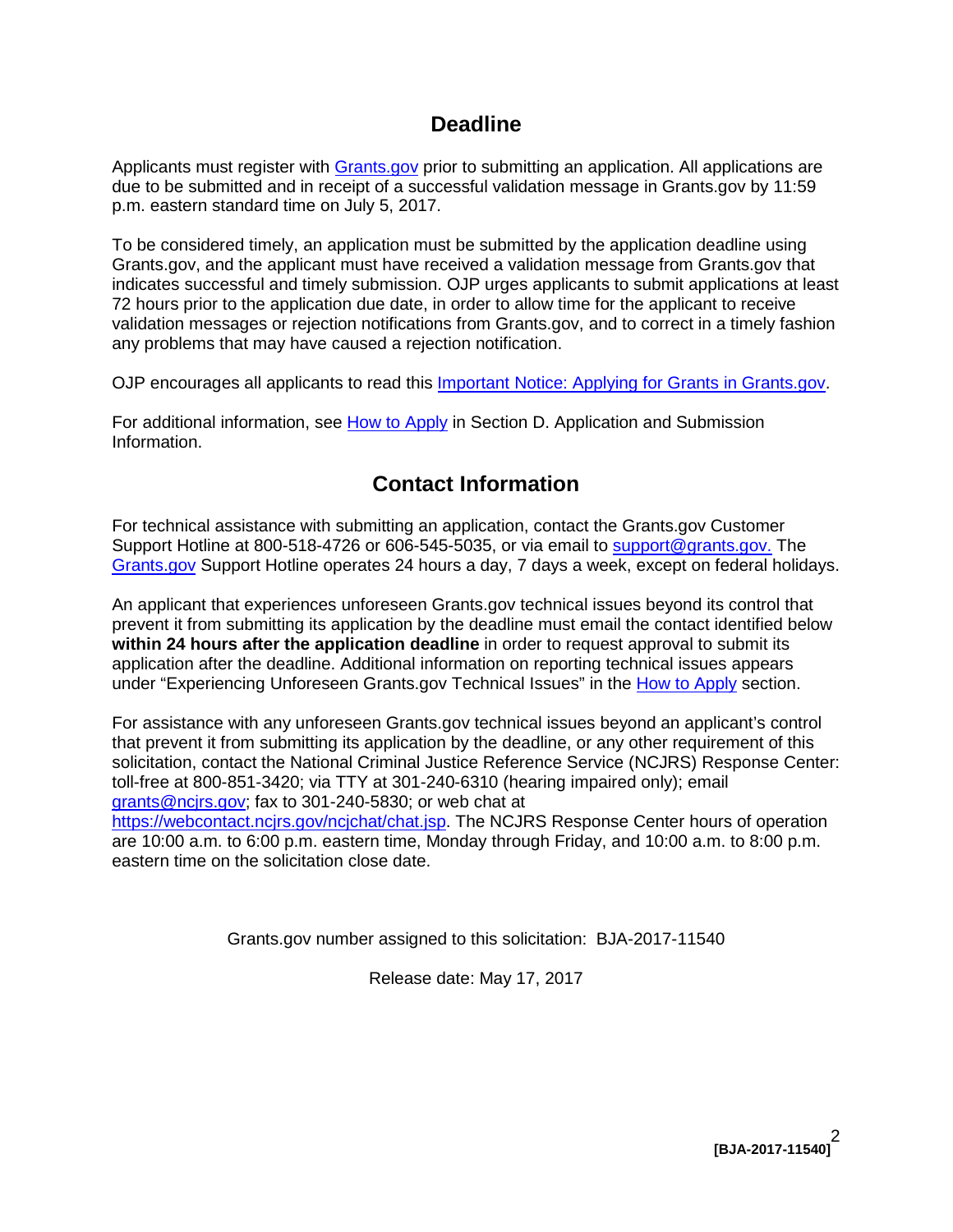## Deadline

Applicants must register with Grants.gov prior to submitting an application. All applications are due to be submitted and in receipt of a successful validation message in Grants.gov by 11:59 p.m. eastern standard time on July 5, 2017.

To be considered timely, an application must be submitted by the application deadline using Grants.gov, and the applicant must have received a validation message from Grants.gov that indicates successful and timely submission. OJP urges applicants to submit applications at least 72 hours prior to the application due date, in order to allow time for the applicant to receive validation messages or rejection notifications from Grants.gov, and to correct in a timely fashion any problems that may have caused a rejection notification.

OJP encourages all applicants to read this Important Notice: Applying for Grants in Grants.gov.

For additional information, see How to Apply in Section D. Application and Submission Information.

## Contact Information

For technical assistance with submitting an application, contact the Grants.gov Customer Support Hotline at 800-518-4726 or 606-545-5035, or via email to support@grants.gov. The Grants.gov Support Hotline operates 24 hours a day, 7 days a week, except on federal holidays.

An applicant that experiences unforeseen Grants.gov technical issues beyond its control that prevent it from submitting its application by the deadline must email the contact identified below **within 24 hours after the application deadline** in order to request approval to submit its application after the deadline. Additional information on reporting technical issues appears under "Experiencing Unforeseen Grants.gov Technical Issues" in the How to Apply section.

For assistance with any unforeseen Grants.gov technical issues beyond an applicant's control that prevent it from submitting its application by the deadline, or any other requirement of this solicitation, contact the National Criminal Justice Reference Service (NCJRS) Response Center: toll-free at 800-851-3420; via TTY at 301-240-6310 (hearing impaired only); email grants@ncjrs.gov; fax to 301-240-5830; or web chat at https://webcontact.ncjrs.gov/ncjchat/chat.jsp. The NCJRS Response Center hours of operation are 10:00 a.m. to 6:00 p.m. eastern time, Monday through Friday, and 10:00 a.m. to 8:00 p.m. eastern time on the solicitation close date.

Grants.gov number assigned to this solicitation: BJA-2017-11540

Release date: May 17, 2017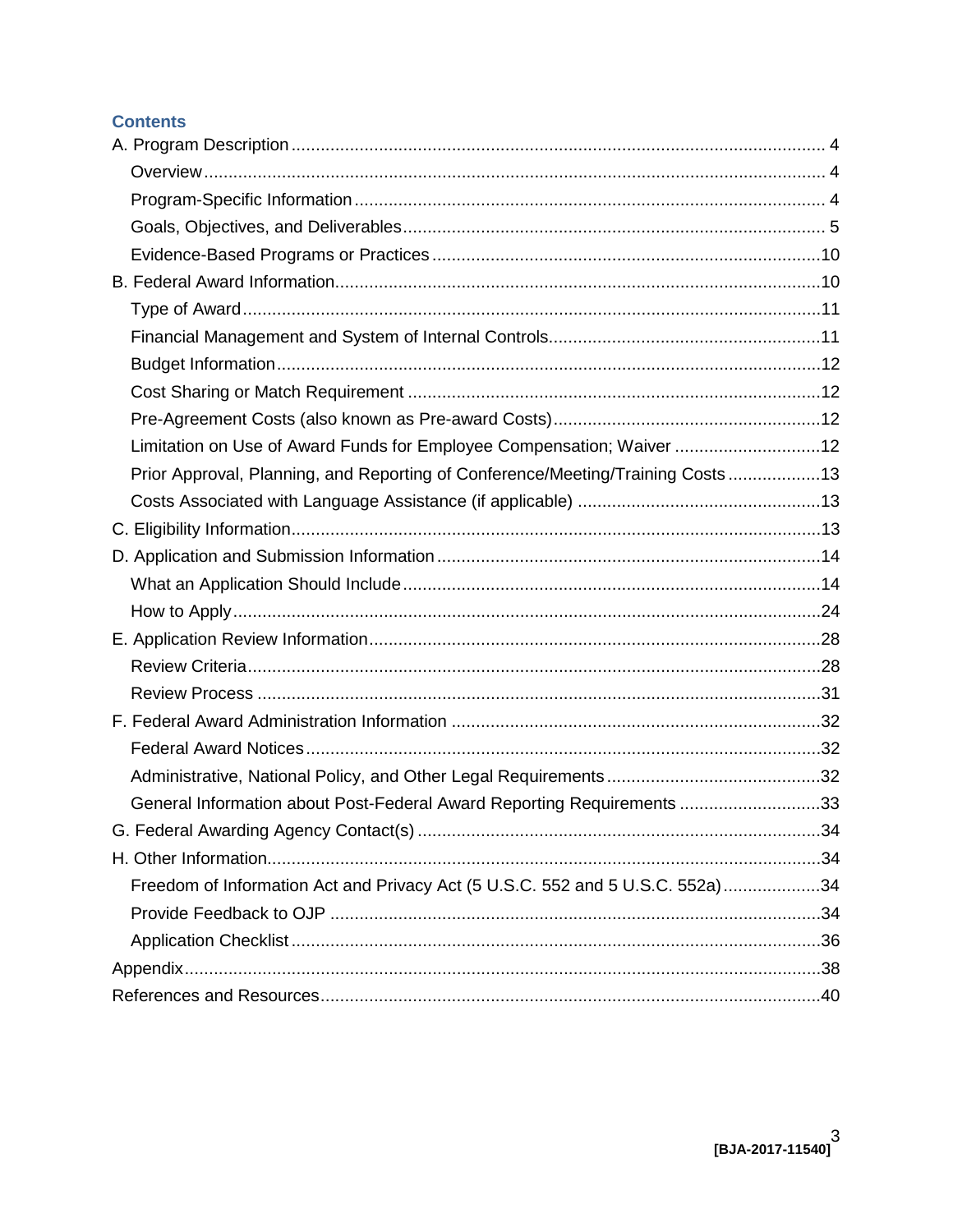## Contents

- A. Program Description ... 4
  - Overview ... 4
  - Program-Specific Information ... 4
  - Goals, Objectives, and Deliverables ... 5
  - Evidence-Based Programs or Practices ... 10
- B. Federal Award Information ... 10
  - Type of Award ... 11
  - Financial Management and System of Internal Controls ... 11
  - Budget Information ... 12
  - Cost Sharing or Match Requirement ... 12
  - Pre-Agreement Costs (also known as Pre-award Costs) ... 12
  - Limitation on Use of Award Funds for Employee Compensation; Waiver ... 12
  - Prior Approval, Planning, and Reporting of Conference/Meeting/Training Costs ... 13
  - Costs Associated with Language Assistance (if applicable) ... 13
- C. Eligibility Information ... 13
- D. Application and Submission Information ... 14
  - What an Application Should Include ... 14
  - How to Apply ... 24
- E. Application Review Information ... 28
  - Review Criteria ... 28
  - Review Process ... 31
- F. Federal Award Administration Information ... 32
  - Federal Award Notices ... 32
  - Administrative, National Policy, and Other Legal Requirements ... 32
  - General Information about Post-Federal Award Reporting Requirements ... 33
- G. Federal Awarding Agency Contact(s) ... 34
- H. Other Information ... 34
  - Freedom of Information Act and Privacy Act (5 U.S.C. 552 and 5 U.S.C. 552a) ... 34
  - Provide Feedback to OJP ... 34
  - Application Checklist ... 36
- Appendix ... 38
- References and Resources ... 40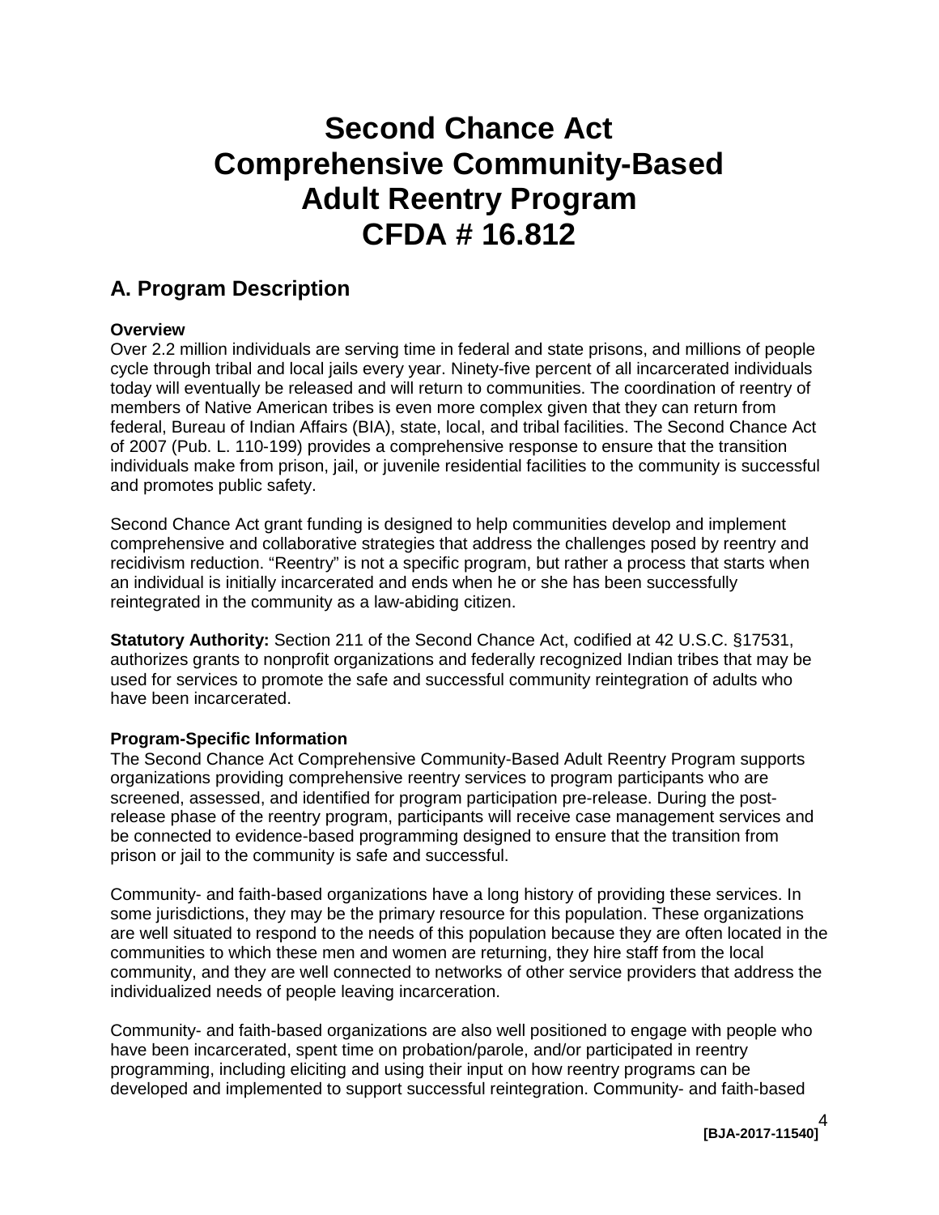# Second Chance Act Comprehensive Community-Based Adult Reentry Program CFDA # 16.812

## A. Program Description

**Overview**

Over 2.2 million individuals are serving time in federal and state prisons, and millions of people cycle through tribal and local jails every year. Ninety-five percent of all incarcerated individuals today will eventually be released and will return to communities. The coordination of reentry of members of Native American tribes is even more complex given that they can return from federal, Bureau of Indian Affairs (BIA), state, local, and tribal facilities. The Second Chance Act of 2007 (Pub. L. 110-199) provides a comprehensive response to ensure that the transition individuals make from prison, jail, or juvenile residential facilities to the community is successful and promotes public safety.

Second Chance Act grant funding is designed to help communities develop and implement comprehensive and collaborative strategies that address the challenges posed by reentry and recidivism reduction. "Reentry" is not a specific program, but rather a process that starts when an individual is initially incarcerated and ends when he or she has been successfully reintegrated in the community as a law-abiding citizen.

**Statutory Authority:** Section 211 of the Second Chance Act, codified at 42 U.S.C. §17531, authorizes grants to nonprofit organizations and federally recognized Indian tribes that may be used for services to promote the safe and successful community reintegration of adults who have been incarcerated.

**Program-Specific Information**

The Second Chance Act Comprehensive Community-Based Adult Reentry Program supports organizations providing comprehensive reentry services to program participants who are screened, assessed, and identified for program participation pre-release. During the post-release phase of the reentry program, participants will receive case management services and be connected to evidence-based programming designed to ensure that the transition from prison or jail to the community is safe and successful.

Community- and faith-based organizations have a long history of providing these services. In some jurisdictions, they may be the primary resource for this population. These organizations are well situated to respond to the needs of this population because they are often located in the communities to which these men and women are returning, they hire staff from the local community, and they are well connected to networks of other service providers that address the individualized needs of people leaving incarceration.

Community- and faith-based organizations are also well positioned to engage with people who have been incarcerated, spent time on probation/parole, and/or participated in reentry programming, including eliciting and using their input on how reentry programs can be developed and implemented to support successful reintegration. Community- and faith-based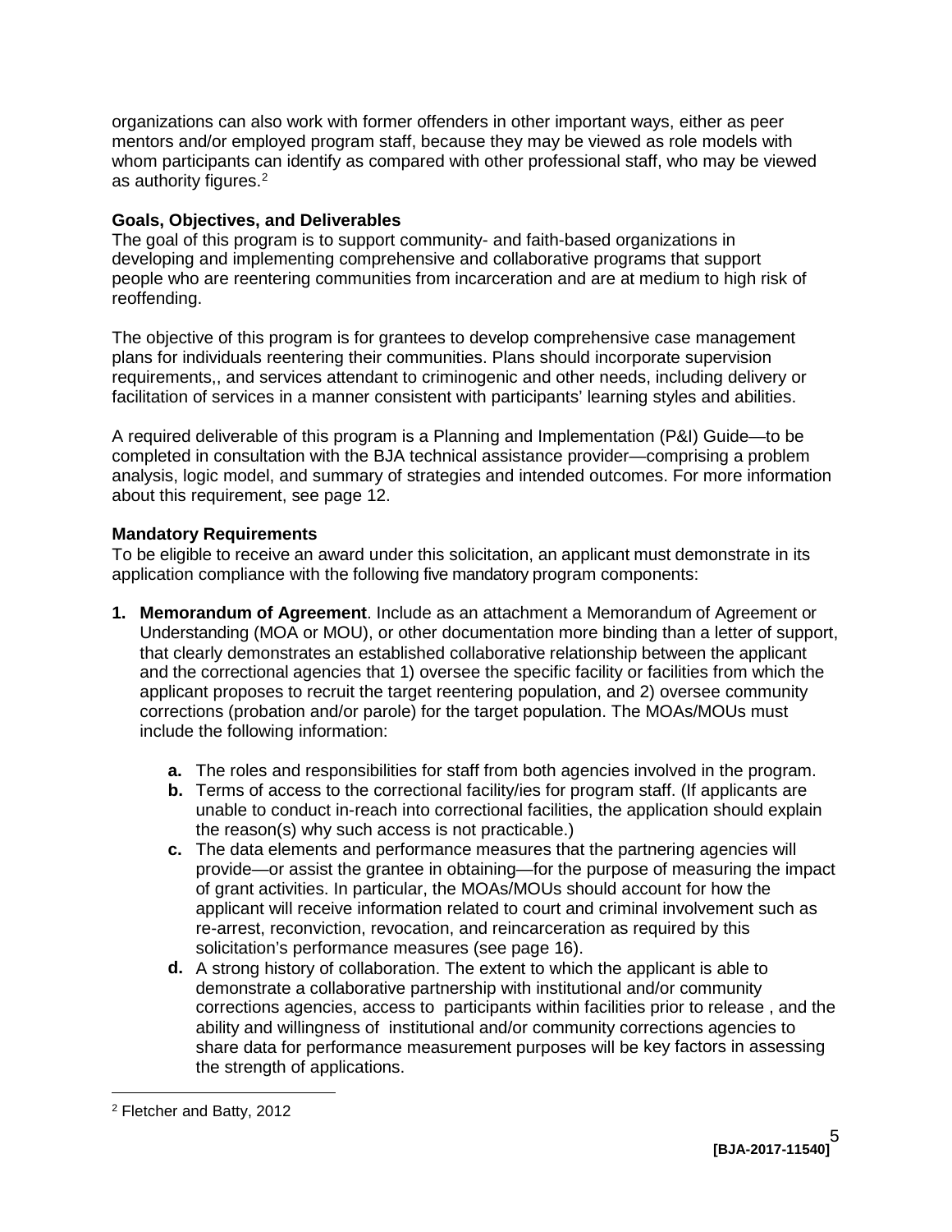organizations can also work with former offenders in other important ways, either as peer mentors and/or employed program staff, because they may be viewed as role models with whom participants can identify as compared with other professional staff, who may be viewed as authority figures.[2]

**Goals, Objectives, and Deliverables**

The goal of this program is to support community- and faith-based organizations in developing and implementing comprehensive and collaborative programs that support people who are reentering communities from incarceration and are at medium to high risk of reoffending.

The objective of this program is for grantees to develop comprehensive case management plans for individuals reentering their communities. Plans should incorporate supervision requirements,, and services attendant to criminogenic and other needs, including delivery or facilitation of services in a manner consistent with participants' learning styles and abilities.

A required deliverable of this program is a Planning and Implementation (P&I) Guide—to be completed in consultation with the BJA technical assistance provider—comprising a problem analysis, logic model, and summary of strategies and intended outcomes. For more information about this requirement, see page 12.

**Mandatory Requirements**

To be eligible to receive an award under this solicitation, an applicant must demonstrate in its application compliance with the following five mandatory program components:

1. **Memorandum of Agreement**. Include as an attachment a Memorandum of Agreement or Understanding (MOA or MOU), or other documentation more binding than a letter of support, that clearly demonstrates an established collaborative relationship between the applicant and the correctional agencies that 1) oversee the specific facility or facilities from which the applicant proposes to recruit the target reentering population, and 2) oversee community corrections (probation and/or parole) for the target population. The MOAs/MOUs must include the following information:
   - **a.** The roles and responsibilities for staff from both agencies involved in the program.
   - **b.** Terms of access to the correctional facility/ies for program staff. (If applicants are unable to conduct in-reach into correctional facilities, the application should explain the reason(s) why such access is not practicable.)
   - **c.** The data elements and performance measures that the partnering agencies will provide—or assist the grantee in obtaining—for the purpose of measuring the impact of grant activities. In particular, the MOAs/MOUs should account for how the applicant will receive information related to court and criminal involvement such as re-arrest, reconviction, revocation, and reincarceration as required by this solicitation's performance measures (see page 16).
   - **d.** A strong history of collaboration. The extent to which the applicant is able to demonstrate a collaborative partnership with institutional and/or community corrections agencies, access to participants within facilities prior to release , and the ability and willingness of institutional and/or community corrections agencies to share data for performance measurement purposes will be key factors in assessing the strength of applications.

[2] Fletcher and Batty, 2012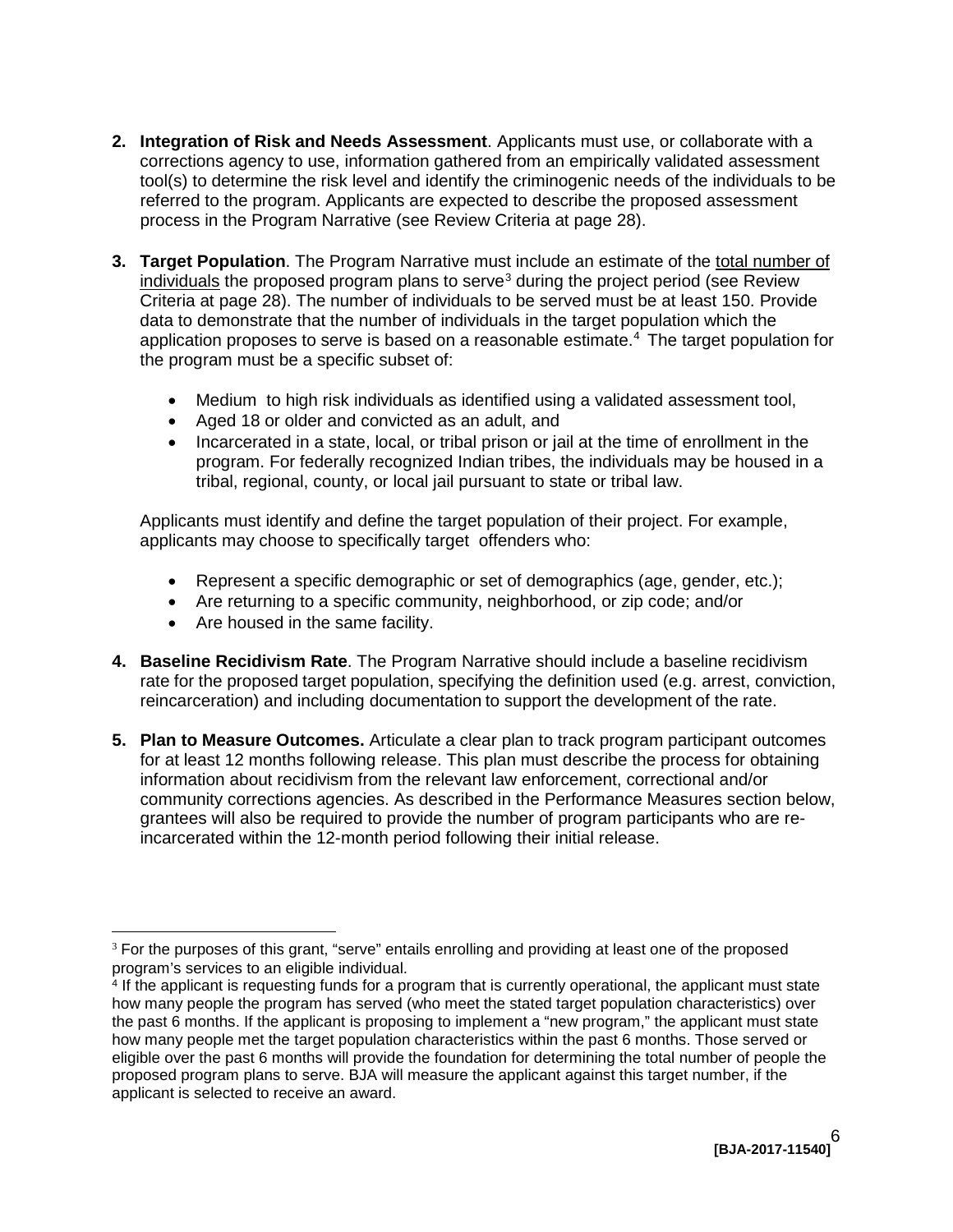2. **Integration of Risk and Needs Assessment**. Applicants must use, or collaborate with a corrections agency to use, information gathered from an empirically validated assessment tool(s) to determine the risk level and identify the criminogenic needs of the individuals to be referred to the program. Applicants are expected to describe the proposed assessment process in the Program Narrative (see Review Criteria at page 28).

3. **Target Population**. The Program Narrative must include an estimate of the total number of individuals the proposed program plans to serve[3] during the project period (see Review Criteria at page 28). The number of individuals to be served must be at least 150. Provide data to demonstrate that the number of individuals in the target population which the application proposes to serve is based on a reasonable estimate.[4] The target population for the program must be a specific subset of:

   - Medium to high risk individuals as identified using a validated assessment tool,
   - Aged 18 or older and convicted as an adult, and
   - Incarcerated in a state, local, or tribal prison or jail at the time of enrollment in the program. For federally recognized Indian tribes, the individuals may be housed in a tribal, regional, county, or local jail pursuant to state or tribal law.

   Applicants must identify and define the target population of their project. For example, applicants may choose to specifically target offenders who:

   - Represent a specific demographic or set of demographics (age, gender, etc.);
   - Are returning to a specific community, neighborhood, or zip code; and/or
   - Are housed in the same facility.

4. **Baseline Recidivism Rate**. The Program Narrative should include a baseline recidivism rate for the proposed target population, specifying the definition used (e.g. arrest, conviction, reincarceration) and including documentation to support the development of the rate.

5. **Plan to Measure Outcomes.** Articulate a clear plan to track program participant outcomes for at least 12 months following release. This plan must describe the process for obtaining information about recidivism from the relevant law enforcement, correctional and/or community corrections agencies. As described in the Performance Measures section below, grantees will also be required to provide the number of program participants who are re-incarcerated within the 12-month period following their initial release.

---

[3] For the purposes of this grant, "serve" entails enrolling and providing at least one of the proposed program's services to an eligible individual.

[4] If the applicant is requesting funds for a program that is currently operational, the applicant must state how many people the program has served (who meet the stated target population characteristics) over the past 6 months. If the applicant is proposing to implement a "new program," the applicant must state how many people met the target population characteristics within the past 6 months. Those served or eligible over the past 6 months will provide the foundation for determining the total number of people the proposed program plans to serve. BJA will measure the applicant against this target number, if the applicant is selected to receive an award.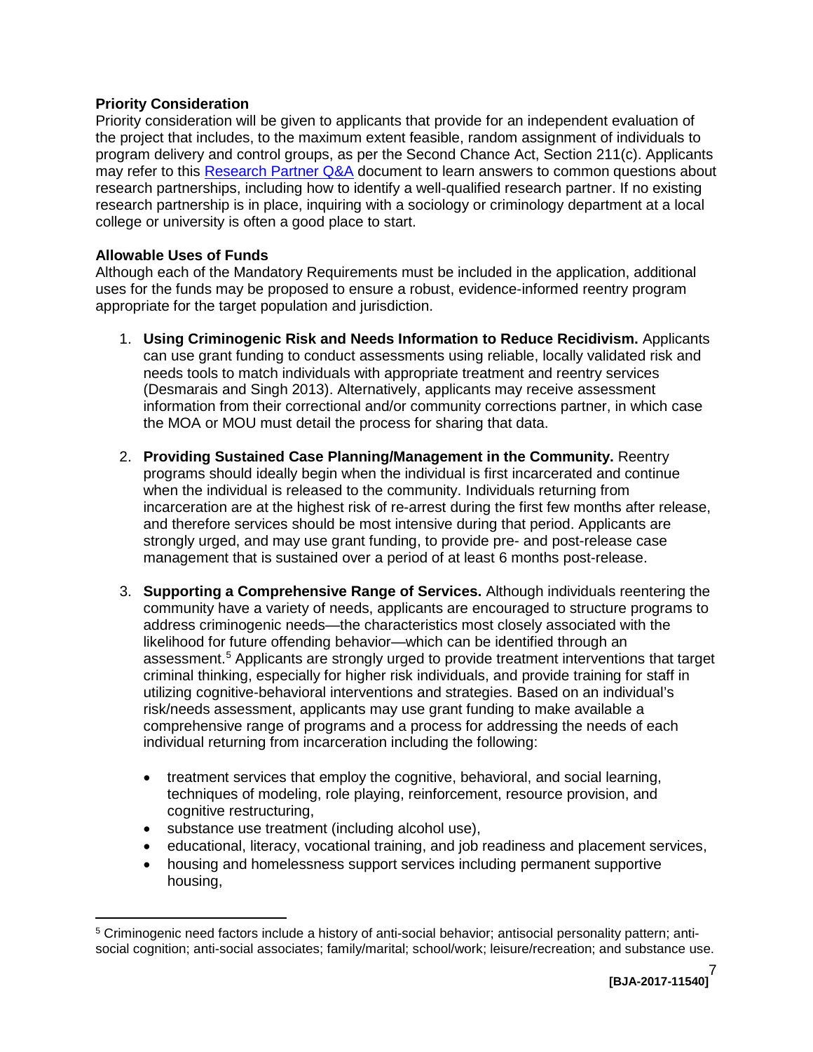**Priority Consideration**

Priority consideration will be given to applicants that provide for an independent evaluation of the project that includes, to the maximum extent feasible, random assignment of individuals to program delivery and control groups, as per the Second Chance Act, Section 211(c). Applicants may refer to this [Research Partner Q&A]() document to learn answers to common questions about research partnerships, including how to identify a well-qualified research partner. If no existing research partnership is in place, inquiring with a sociology or criminology department at a local college or university is often a good place to start.

**Allowable Uses of Funds**

Although each of the Mandatory Requirements must be included in the application, additional uses for the funds may be proposed to ensure a robust, evidence-informed reentry program appropriate for the target population and jurisdiction.

1. **Using Criminogenic Risk and Needs Information to Reduce Recidivism.** Applicants can use grant funding to conduct assessments using reliable, locally validated risk and needs tools to match individuals with appropriate treatment and reentry services (Desmarais and Singh 2013). Alternatively, applicants may receive assessment information from their correctional and/or community corrections partner, in which case the MOA or MOU must detail the process for sharing that data.

2. **Providing Sustained Case Planning/Management in the Community.** Reentry programs should ideally begin when the individual is first incarcerated and continue when the individual is released to the community. Individuals returning from incarceration are at the highest risk of re-arrest during the first few months after release, and therefore services should be most intensive during that period. Applicants are strongly urged, and may use grant funding, to provide pre- and post-release case management that is sustained over a period of at least 6 months post-release.

3. **Supporting a Comprehensive Range of Services.** Although individuals reentering the community have a variety of needs, applicants are encouraged to structure programs to address criminogenic needs—the characteristics most closely associated with the likelihood for future offending behavior—which can be identified through an assessment.[5] Applicants are strongly urged to provide treatment interventions that target criminal thinking, especially for higher risk individuals, and provide training for staff in utilizing cognitive-behavioral interventions and strategies. Based on an individual's risk/needs assessment, applicants may use grant funding to make available a comprehensive range of programs and a process for addressing the needs of each individual returning from incarceration including the following:

   - treatment services that employ the cognitive, behavioral, and social learning, techniques of modeling, role playing, reinforcement, resource provision, and cognitive restructuring,
   - substance use treatment (including alcohol use),
   - educational, literacy, vocational training, and job readiness and placement services,
   - housing and homelessness support services including permanent supportive housing,

[5] Criminogenic need factors include a history of anti-social behavior; antisocial personality pattern; anti-social cognition; anti-social associates; family/marital; school/work; leisure/recreation; and substance use.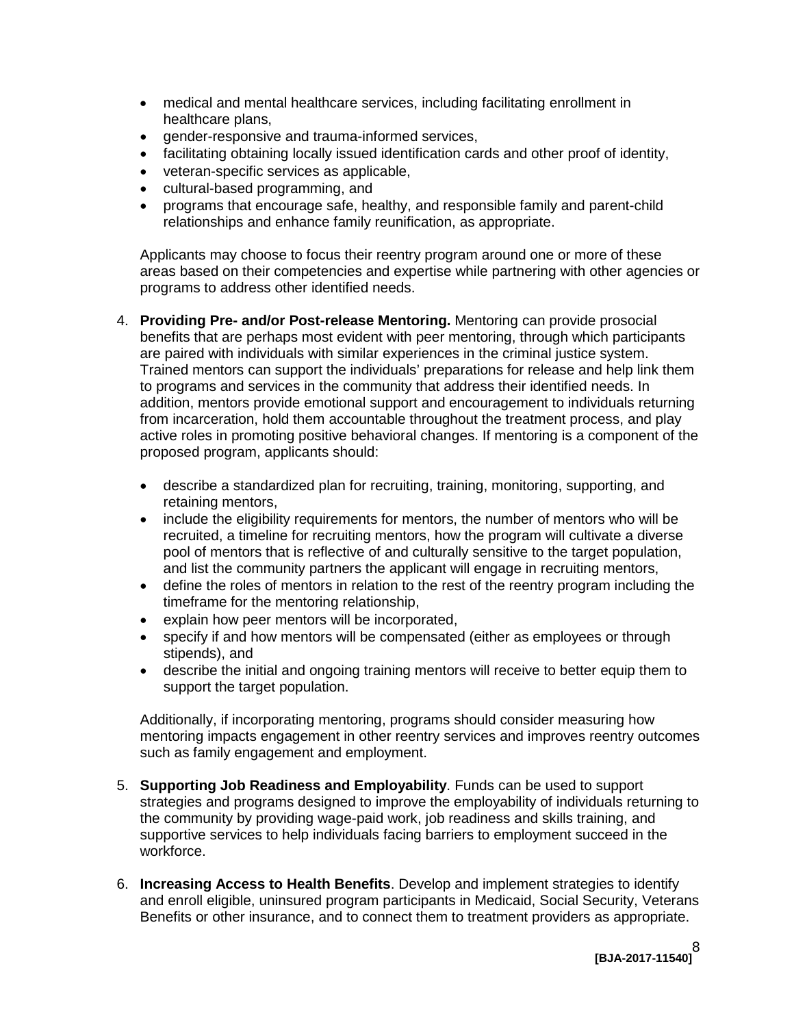- medical and mental healthcare services, including facilitating enrollment in healthcare plans,
- gender-responsive and trauma-informed services,
- facilitating obtaining locally issued identification cards and other proof of identity,
- veteran-specific services as applicable,
- cultural-based programming, and
- programs that encourage safe, healthy, and responsible family and parent-child relationships and enhance family reunification, as appropriate.

Applicants may choose to focus their reentry program around one or more of these areas based on their competencies and expertise while partnering with other agencies or programs to address other identified needs.

4. **Providing Pre- and/or Post-release Mentoring.** Mentoring can provide prosocial benefits that are perhaps most evident with peer mentoring, through which participants are paired with individuals with similar experiences in the criminal justice system. Trained mentors can support the individuals' preparations for release and help link them to programs and services in the community that address their identified needs. In addition, mentors provide emotional support and encouragement to individuals returning from incarceration, hold them accountable throughout the treatment process, and play active roles in promoting positive behavioral changes. If mentoring is a component of the proposed program, applicants should:

   - describe a standardized plan for recruiting, training, monitoring, supporting, and retaining mentors,
   - include the eligibility requirements for mentors, the number of mentors who will be recruited, a timeline for recruiting mentors, how the program will cultivate a diverse pool of mentors that is reflective of and culturally sensitive to the target population, and list the community partners the applicant will engage in recruiting mentors,
   - define the roles of mentors in relation to the rest of the reentry program including the timeframe for the mentoring relationship,
   - explain how peer mentors will be incorporated,
   - specify if and how mentors will be compensated (either as employees or through stipends), and
   - describe the initial and ongoing training mentors will receive to better equip them to support the target population.

   Additionally, if incorporating mentoring, programs should consider measuring how mentoring impacts engagement in other reentry services and improves reentry outcomes such as family engagement and employment.

5. **Supporting Job Readiness and Employability**. Funds can be used to support strategies and programs designed to improve the employability of individuals returning to the community by providing wage-paid work, job readiness and skills training, and supportive services to help individuals facing barriers to employment succeed in the workforce.

6. **Increasing Access to Health Benefits**. Develop and implement strategies to identify and enroll eligible, uninsured program participants in Medicaid, Social Security, Veterans Benefits or other insurance, and to connect them to treatment providers as appropriate.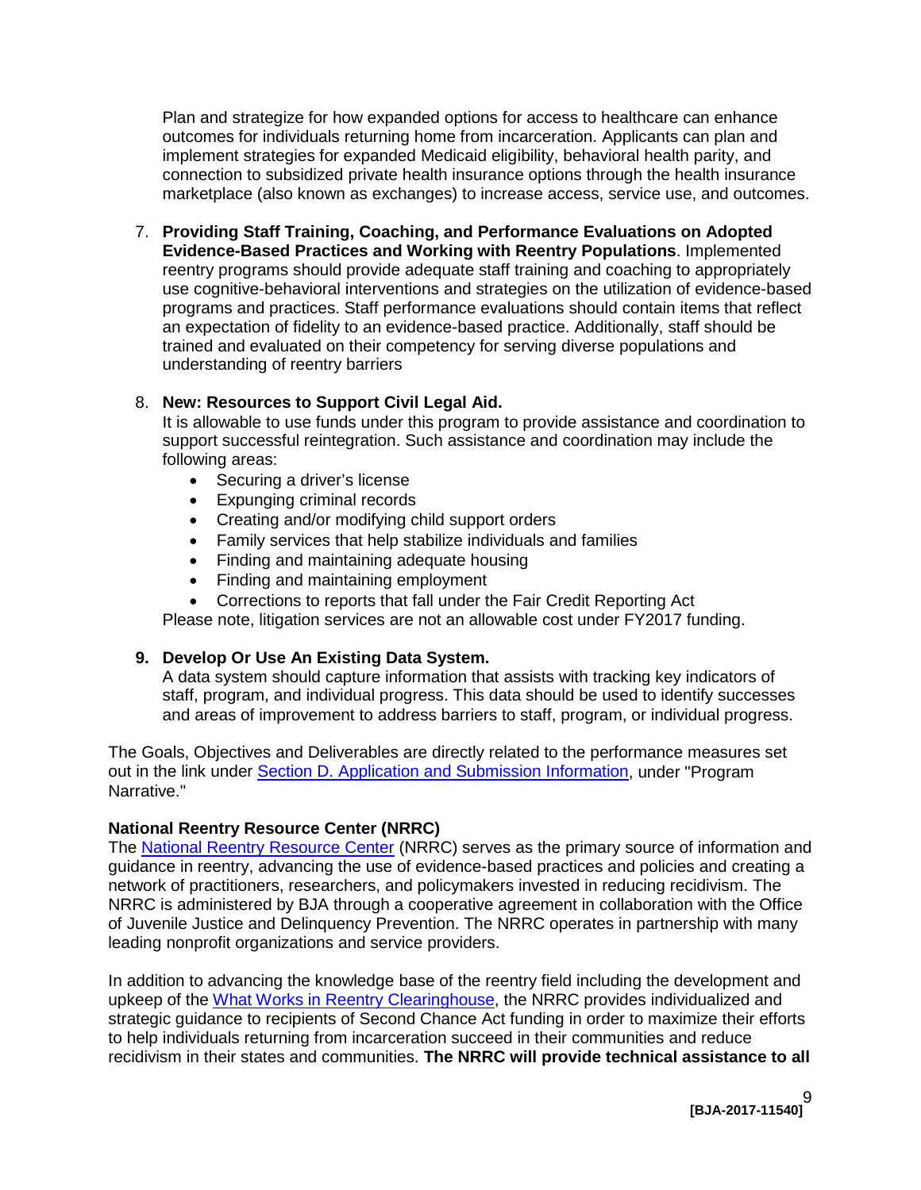Plan and strategize for how expanded options for access to healthcare can enhance outcomes for individuals returning home from incarceration. Applicants can plan and implement strategies for expanded Medicaid eligibility, behavioral health parity, and connection to subsidized private health insurance options through the health insurance marketplace (also known as exchanges) to increase access, service use, and outcomes.

7. **Providing Staff Training, Coaching, and Performance Evaluations on Adopted Evidence-Based Practices and Working with Reentry Populations**. Implemented reentry programs should provide adequate staff training and coaching to appropriately use cognitive-behavioral interventions and strategies on the utilization of evidence-based programs and practices. Staff performance evaluations should contain items that reflect an expectation of fidelity to an evidence-based practice. Additionally, staff should be trained and evaluated on their competency for serving diverse populations and understanding of reentry barriers

8. **New: Resources to Support Civil Legal Aid.**
   It is allowable to use funds under this program to provide assistance and coordination to support successful reintegration. Such assistance and coordination may include the following areas:
   - Securing a driver's license
   - Expunging criminal records
   - Creating and/or modifying child support orders
   - Family services that help stabilize individuals and families
   - Finding and maintaining adequate housing
   - Finding and maintaining employment
   - Corrections to reports that fall under the Fair Credit Reporting Act

   Please note, litigation services are not an allowable cost under FY2017 funding.

9. **Develop Or Use An Existing Data System.**
   A data system should capture information that assists with tracking key indicators of staff, program, and individual progress. This data should be used to identify successes and areas of improvement to address barriers to staff, program, or individual progress.

The Goals, Objectives and Deliverables are directly related to the performance measures set out in the link under Section D. Application and Submission Information, under "Program Narrative."

**National Reentry Resource Center (NRRC)**
The National Reentry Resource Center (NRRC) serves as the primary source of information and guidance in reentry, advancing the use of evidence-based practices and policies and creating a network of practitioners, researchers, and policymakers invested in reducing recidivism. The NRRC is administered by BJA through a cooperative agreement in collaboration with the Office of Juvenile Justice and Delinquency Prevention. The NRRC operates in partnership with many leading nonprofit organizations and service providers.

In addition to advancing the knowledge base of the reentry field including the development and upkeep of the What Works in Reentry Clearinghouse, the NRRC provides individualized and strategic guidance to recipients of Second Chance Act funding in order to maximize their efforts to help individuals returning from incarceration succeed in their communities and reduce recidivism in their states and communities. **The NRRC will provide technical assistance to all**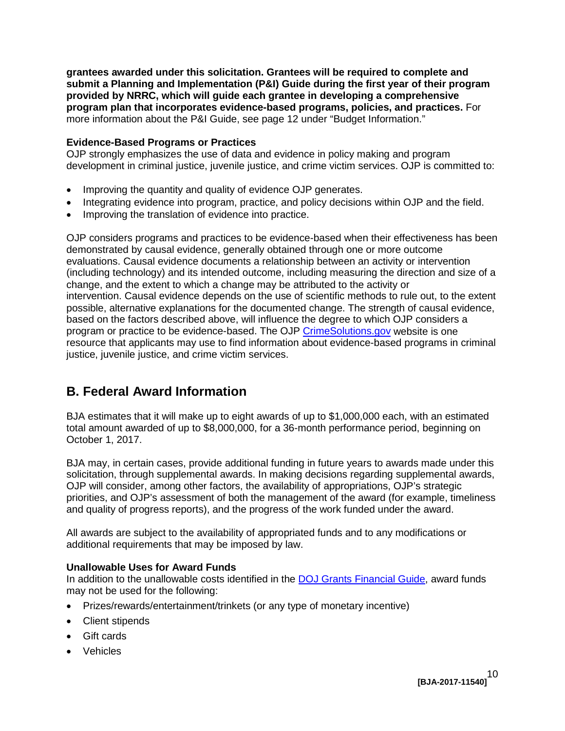**grantees awarded under this solicitation. Grantees will be required to complete and submit a Planning and Implementation (P&I) Guide during the first year of their program provided by NRRC, which will guide each grantee in developing a comprehensive program plan that incorporates evidence-based programs, policies, and practices.** For more information about the P&I Guide, see page 12 under "Budget Information."

**Evidence-Based Programs or Practices**

OJP strongly emphasizes the use of data and evidence in policy making and program development in criminal justice, juvenile justice, and crime victim services. OJP is committed to:

- Improving the quantity and quality of evidence OJP generates.
- Integrating evidence into program, practice, and policy decisions within OJP and the field.
- Improving the translation of evidence into practice.

OJP considers programs and practices to be evidence-based when their effectiveness has been demonstrated by causal evidence, generally obtained through one or more outcome evaluations. Causal evidence documents a relationship between an activity or intervention (including technology) and its intended outcome, including measuring the direction and size of a change, and the extent to which a change may be attributed to the activity or intervention. Causal evidence depends on the use of scientific methods to rule out, to the extent possible, alternative explanations for the documented change. The strength of causal evidence, based on the factors described above, will influence the degree to which OJP considers a program or practice to be evidence-based. The OJP CrimeSolutions.gov website is one resource that applicants may use to find information about evidence-based programs in criminal justice, juvenile justice, and crime victim services.

## B. Federal Award Information

BJA estimates that it will make up to eight awards of up to $1,000,000 each, with an estimated total amount awarded of up to $8,000,000, for a 36-month performance period, beginning on October 1, 2017.

BJA may, in certain cases, provide additional funding in future years to awards made under this solicitation, through supplemental awards. In making decisions regarding supplemental awards, OJP will consider, among other factors, the availability of appropriations, OJP's strategic priorities, and OJP's assessment of both the management of the award (for example, timeliness and quality of progress reports), and the progress of the work funded under the award.

All awards are subject to the availability of appropriated funds and to any modifications or additional requirements that may be imposed by law.

**Unallowable Uses for Award Funds**

In addition to the unallowable costs identified in the DOJ Grants Financial Guide, award funds may not be used for the following:

- Prizes/rewards/entertainment/trinkets (or any type of monetary incentive)
- Client stipends
- Gift cards
- Vehicles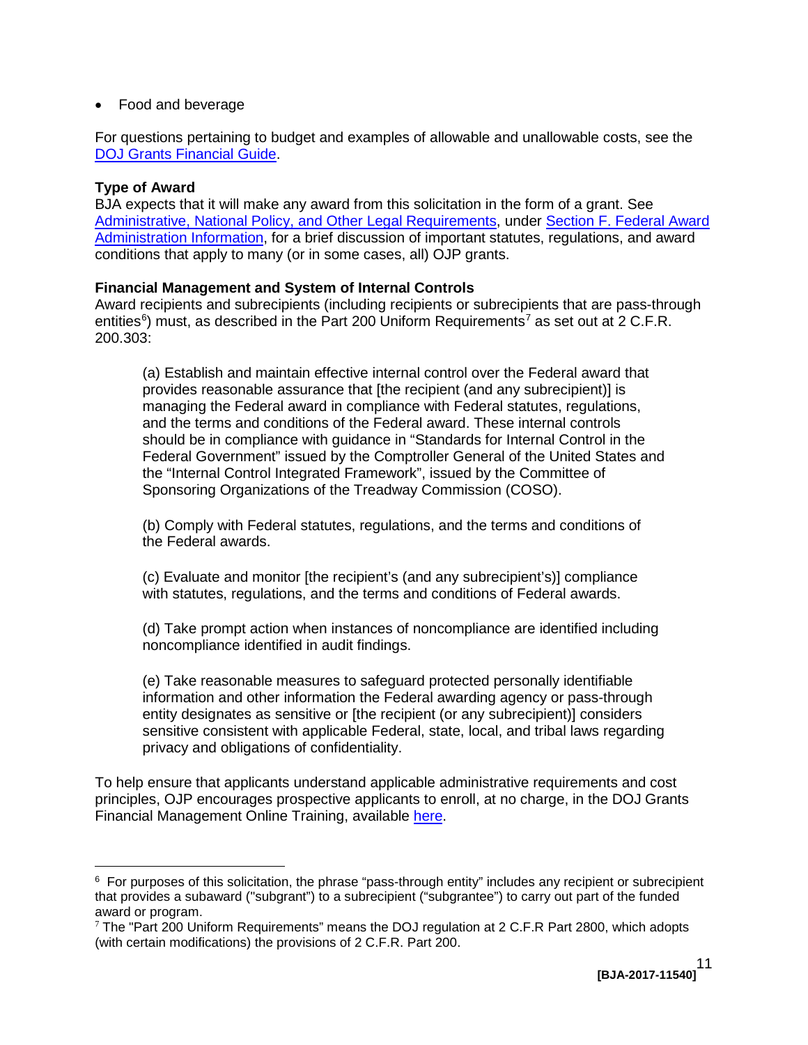- Food and beverage

For questions pertaining to budget and examples of allowable and unallowable costs, see the [DOJ Grants Financial Guide](#).

**Type of Award**
BJA expects that it will make any award from this solicitation in the form of a grant. See [Administrative, National Policy, and Other Legal Requirements](#), under [Section F. Federal Award Administration Information](#), for a brief discussion of important statutes, regulations, and award conditions that apply to many (or in some cases, all) OJP grants.

**Financial Management and System of Internal Controls**
Award recipients and subrecipients (including recipients or subrecipients that are pass-through entities[6]) must, as described in the Part 200 Uniform Requirements[7] as set out at 2 C.F.R. 200.303:

> (a) Establish and maintain effective internal control over the Federal award that provides reasonable assurance that [the recipient (and any subrecipient)] is managing the Federal award in compliance with Federal statutes, regulations, and the terms and conditions of the Federal award. These internal controls should be in compliance with guidance in "Standards for Internal Control in the Federal Government" issued by the Comptroller General of the United States and the "Internal Control Integrated Framework", issued by the Committee of Sponsoring Organizations of the Treadway Commission (COSO).
>
> (b) Comply with Federal statutes, regulations, and the terms and conditions of the Federal awards.
>
> (c) Evaluate and monitor [the recipient's (and any subrecipient's)] compliance with statutes, regulations, and the terms and conditions of Federal awards.
>
> (d) Take prompt action when instances of noncompliance are identified including noncompliance identified in audit findings.
>
> (e) Take reasonable measures to safeguard protected personally identifiable information and other information the Federal awarding agency or pass-through entity designates as sensitive or [the recipient (or any subrecipient)] considers sensitive consistent with applicable Federal, state, local, and tribal laws regarding privacy and obligations of confidentiality.

To help ensure that applicants understand applicable administrative requirements and cost principles, OJP encourages prospective applicants to enroll, at no charge, in the DOJ Grants Financial Management Online Training, available [here](#).

---

[6] For purposes of this solicitation, the phrase "pass-through entity" includes any recipient or subrecipient that provides a subaward ("subgrant") to a subrecipient ("subgrantee") to carry out part of the funded award or program.

[7] The "Part 200 Uniform Requirements" means the DOJ regulation at 2 C.F.R Part 2800, which adopts (with certain modifications) the provisions of 2 C.F.R. Part 200.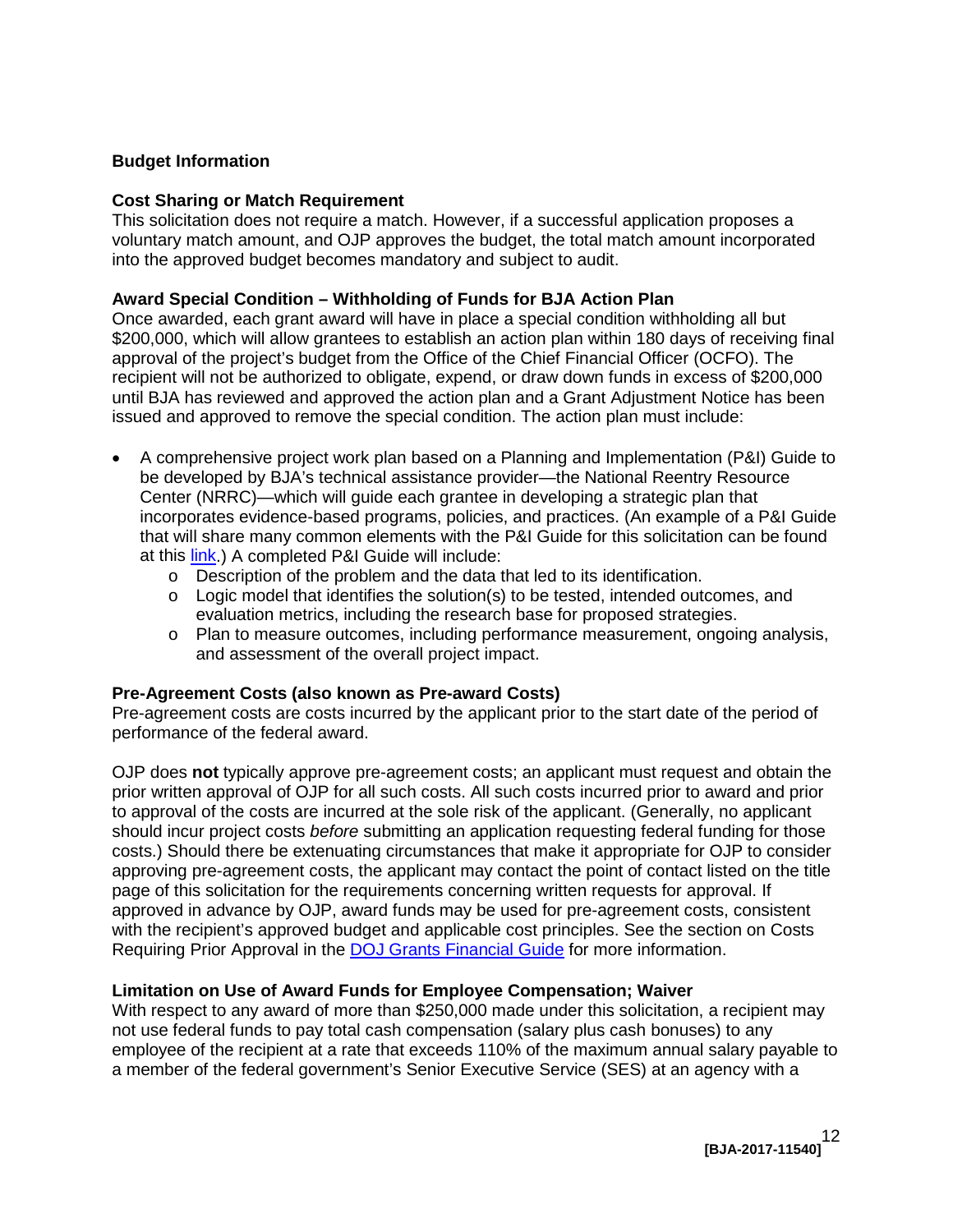**Budget Information**

**Cost Sharing or Match Requirement**
This solicitation does not require a match. However, if a successful application proposes a voluntary match amount, and OJP approves the budget, the total match amount incorporated into the approved budget becomes mandatory and subject to audit.

**Award Special Condition – Withholding of Funds for BJA Action Plan**
Once awarded, each grant award will have in place a special condition withholding all but $200,000, which will allow grantees to establish an action plan within 180 days of receiving final approval of the project's budget from the Office of the Chief Financial Officer (OCFO). The recipient will not be authorized to obligate, expend, or draw down funds in excess of $200,000 until BJA has reviewed and approved the action plan and a Grant Adjustment Notice has been issued and approved to remove the special condition. The action plan must include:

- A comprehensive project work plan based on a Planning and Implementation (P&I) Guide to be developed by BJA's technical assistance provider—the National Reentry Resource Center (NRRC)—which will guide each grantee in developing a strategic plan that incorporates evidence-based programs, policies, and practices. (An example of a P&I Guide that will share many common elements with the P&I Guide for this solicitation can be found at this link.) A completed P&I Guide will include:
  - Description of the problem and the data that led to its identification.
  - Logic model that identifies the solution(s) to be tested, intended outcomes, and evaluation metrics, including the research base for proposed strategies.
  - Plan to measure outcomes, including performance measurement, ongoing analysis, and assessment of the overall project impact.

**Pre-Agreement Costs (also known as Pre-award Costs)**
Pre-agreement costs are costs incurred by the applicant prior to the start date of the period of performance of the federal award.

OJP does **not** typically approve pre-agreement costs; an applicant must request and obtain the prior written approval of OJP for all such costs. All such costs incurred prior to award and prior to approval of the costs are incurred at the sole risk of the applicant. (Generally, no applicant should incur project costs *before* submitting an application requesting federal funding for those costs.) Should there be extenuating circumstances that make it appropriate for OJP to consider approving pre-agreement costs, the applicant may contact the point of contact listed on the title page of this solicitation for the requirements concerning written requests for approval. If approved in advance by OJP, award funds may be used for pre-agreement costs, consistent with the recipient's approved budget and applicable cost principles. See the section on Costs Requiring Prior Approval in the DOJ Grants Financial Guide for more information.

**Limitation on Use of Award Funds for Employee Compensation; Waiver**
With respect to any award of more than $250,000 made under this solicitation, a recipient may not use federal funds to pay total cash compensation (salary plus cash bonuses) to any employee of the recipient at a rate that exceeds 110% of the maximum annual salary payable to a member of the federal government's Senior Executive Service (SES) at an agency with a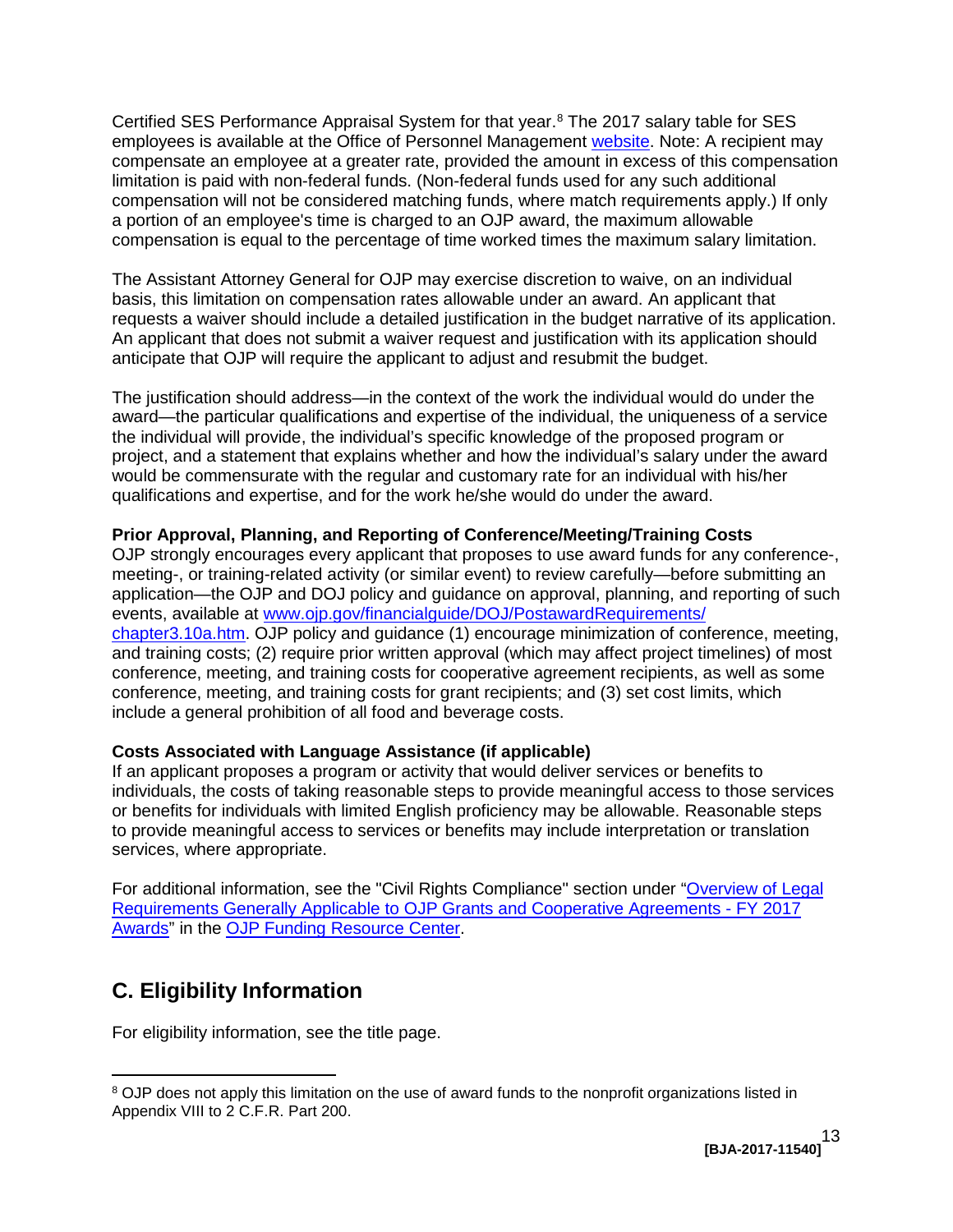Certified SES Performance Appraisal System for that year.[8] The 2017 salary table for SES employees is available at the Office of Personnel Management website. Note: A recipient may compensate an employee at a greater rate, provided the amount in excess of this compensation limitation is paid with non-federal funds. (Non-federal funds used for any such additional compensation will not be considered matching funds, where match requirements apply.) If only a portion of an employee's time is charged to an OJP award, the maximum allowable compensation is equal to the percentage of time worked times the maximum salary limitation.

The Assistant Attorney General for OJP may exercise discretion to waive, on an individual basis, this limitation on compensation rates allowable under an award. An applicant that requests a waiver should include a detailed justification in the budget narrative of its application. An applicant that does not submit a waiver request and justification with its application should anticipate that OJP will require the applicant to adjust and resubmit the budget.

The justification should address—in the context of the work the individual would do under the award—the particular qualifications and expertise of the individual, the uniqueness of a service the individual will provide, the individual's specific knowledge of the proposed program or project, and a statement that explains whether and how the individual's salary under the award would be commensurate with the regular and customary rate for an individual with his/her qualifications and expertise, and for the work he/she would do under the award.

**Prior Approval, Planning, and Reporting of Conference/Meeting/Training Costs**
OJP strongly encourages every applicant that proposes to use award funds for any conference-, meeting-, or training-related activity (or similar event) to review carefully—before submitting an application—the OJP and DOJ policy and guidance on approval, planning, and reporting of such events, available at www.ojp.gov/financialguide/DOJ/PostawardRequirements/chapter3.10a.htm. OJP policy and guidance (1) encourage minimization of conference, meeting, and training costs; (2) require prior written approval (which may affect project timelines) of most conference, meeting, and training costs for cooperative agreement recipients, as well as some conference, meeting, and training costs for grant recipients; and (3) set cost limits, which include a general prohibition of all food and beverage costs.

**Costs Associated with Language Assistance (if applicable)**
If an applicant proposes a program or activity that would deliver services or benefits to individuals, the costs of taking reasonable steps to provide meaningful access to those services or benefits for individuals with limited English proficiency may be allowable. Reasonable steps to provide meaningful access to services or benefits may include interpretation or translation services, where appropriate.

For additional information, see the "Civil Rights Compliance" section under "Overview of Legal Requirements Generally Applicable to OJP Grants and Cooperative Agreements - FY 2017 Awards" in the OJP Funding Resource Center.

## C. Eligibility Information

For eligibility information, see the title page.

[8] OJP does not apply this limitation on the use of award funds to the nonprofit organizations listed in Appendix VIII to 2 C.F.R. Part 200.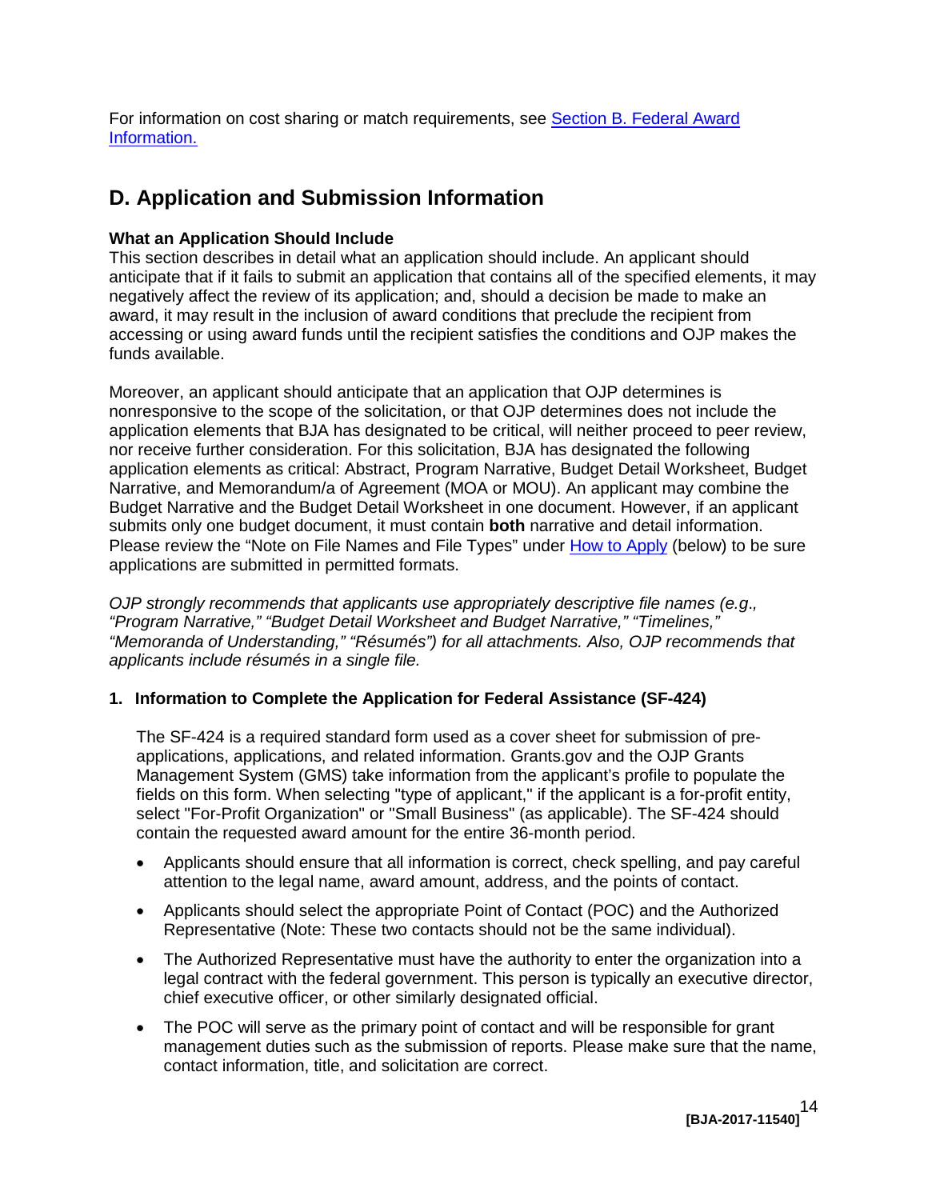For information on cost sharing or match requirements, see [Section B. Federal Award Information.](#)

## D. Application and Submission Information

**What an Application Should Include**

This section describes in detail what an application should include. An applicant should anticipate that if it fails to submit an application that contains all of the specified elements, it may negatively affect the review of its application; and, should a decision be made to make an award, it may result in the inclusion of award conditions that preclude the recipient from accessing or using award funds until the recipient satisfies the conditions and OJP makes the funds available.

Moreover, an applicant should anticipate that an application that OJP determines is nonresponsive to the scope of the solicitation, or that OJP determines does not include the application elements that BJA has designated to be critical, will neither proceed to peer review, nor receive further consideration. For this solicitation, BJA has designated the following application elements as critical: Abstract, Program Narrative, Budget Detail Worksheet, Budget Narrative, and Memorandum/a of Agreement (MOA or MOU). An applicant may combine the Budget Narrative and the Budget Detail Worksheet in one document. However, if an applicant submits only one budget document, it must contain **both** narrative and detail information. Please review the "Note on File Names and File Types" under [How to Apply](#) (below) to be sure applications are submitted in permitted formats.

*OJP strongly recommends that applicants use appropriately descriptive file names (e.g., "Program Narrative," "Budget Detail Worksheet and Budget Narrative," "Timelines," "Memoranda of Understanding," "Résumés") for all attachments. Also, OJP recommends that applicants include résumés in a single file.*

### 1. Information to Complete the Application for Federal Assistance (SF-424)

The SF-424 is a required standard form used as a cover sheet for submission of pre-applications, applications, and related information. Grants.gov and the OJP Grants Management System (GMS) take information from the applicant's profile to populate the fields on this form. When selecting "type of applicant," if the applicant is a for-profit entity, select "For-Profit Organization" or "Small Business" (as applicable). The SF-424 should contain the requested award amount for the entire 36-month period.

- Applicants should ensure that all information is correct, check spelling, and pay careful attention to the legal name, award amount, address, and the points of contact.
- Applicants should select the appropriate Point of Contact (POC) and the Authorized Representative (Note: These two contacts should not be the same individual).
- The Authorized Representative must have the authority to enter the organization into a legal contract with the federal government. This person is typically an executive director, chief executive officer, or other similarly designated official.
- The POC will serve as the primary point of contact and will be responsible for grant management duties such as the submission of reports. Please make sure that the name, contact information, title, and solicitation are correct.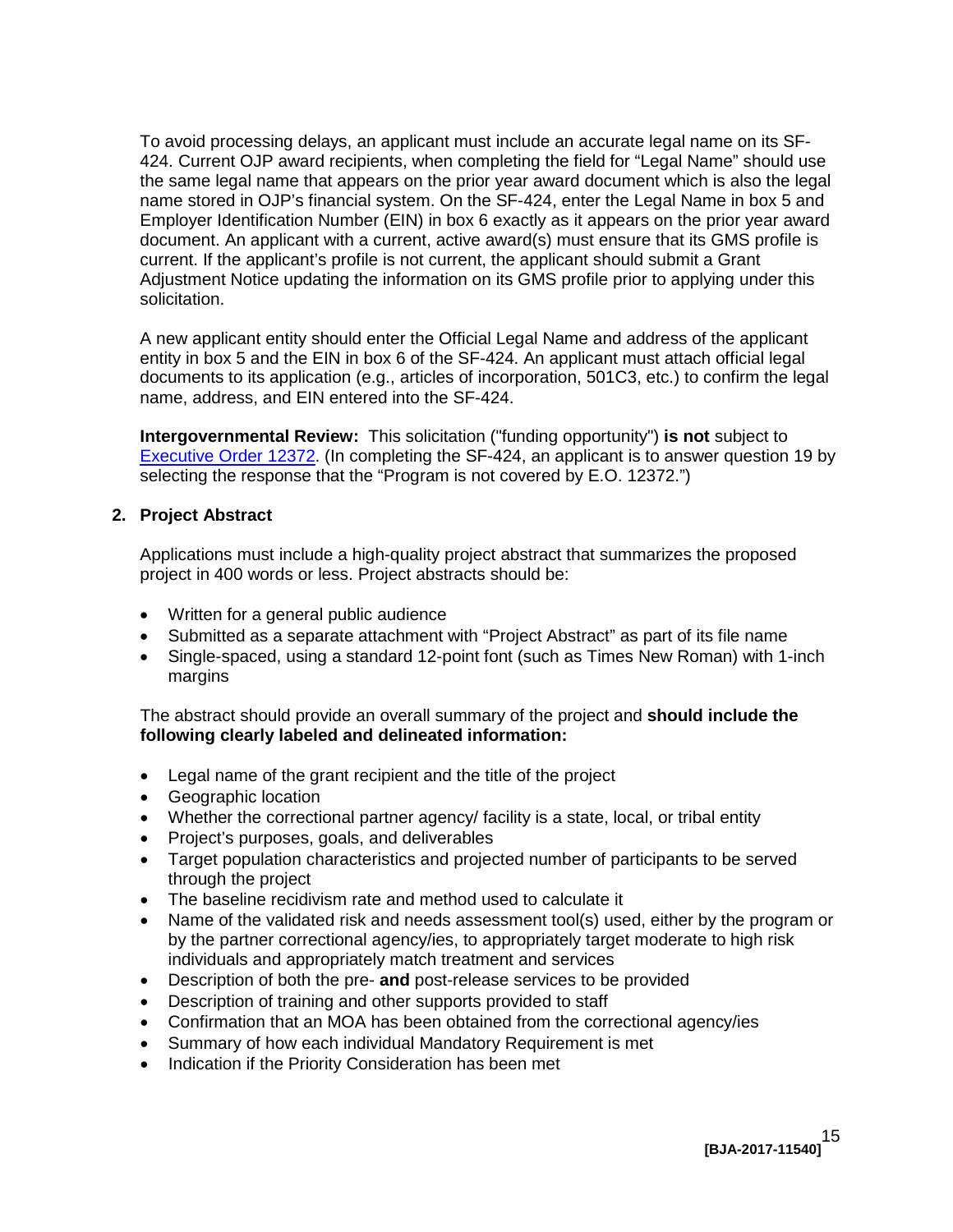To avoid processing delays, an applicant must include an accurate legal name on its SF-424. Current OJP award recipients, when completing the field for "Legal Name" should use the same legal name that appears on the prior year award document which is also the legal name stored in OJP's financial system. On the SF-424, enter the Legal Name in box 5 and Employer Identification Number (EIN) in box 6 exactly as it appears on the prior year award document. An applicant with a current, active award(s) must ensure that its GMS profile is current. If the applicant's profile is not current, the applicant should submit a Grant Adjustment Notice updating the information on its GMS profile prior to applying under this solicitation.

A new applicant entity should enter the Official Legal Name and address of the applicant entity in box 5 and the EIN in box 6 of the SF-424. An applicant must attach official legal documents to its application (e.g., articles of incorporation, 501C3, etc.) to confirm the legal name, address, and EIN entered into the SF-424.

**Intergovernmental Review:** This solicitation ("funding opportunity") **is not** subject to Executive Order 12372. (In completing the SF-424, an applicant is to answer question 19 by selecting the response that the "Program is not covered by E.O. 12372.")

## 2. Project Abstract

Applications must include a high-quality project abstract that summarizes the proposed project in 400 words or less. Project abstracts should be:

- Written for a general public audience
- Submitted as a separate attachment with "Project Abstract" as part of its file name
- Single-spaced, using a standard 12-point font (such as Times New Roman) with 1-inch margins

The abstract should provide an overall summary of the project and **should include the following clearly labeled and delineated information:**

- Legal name of the grant recipient and the title of the project
- Geographic location
- Whether the correctional partner agency/ facility is a state, local, or tribal entity
- Project's purposes, goals, and deliverables
- Target population characteristics and projected number of participants to be served through the project
- The baseline recidivism rate and method used to calculate it
- Name of the validated risk and needs assessment tool(s) used, either by the program or by the partner correctional agency/ies, to appropriately target moderate to high risk individuals and appropriately match treatment and services
- Description of both the pre- **and** post-release services to be provided
- Description of training and other supports provided to staff
- Confirmation that an MOA has been obtained from the correctional agency/ies
- Summary of how each individual Mandatory Requirement is met
- Indication if the Priority Consideration has been met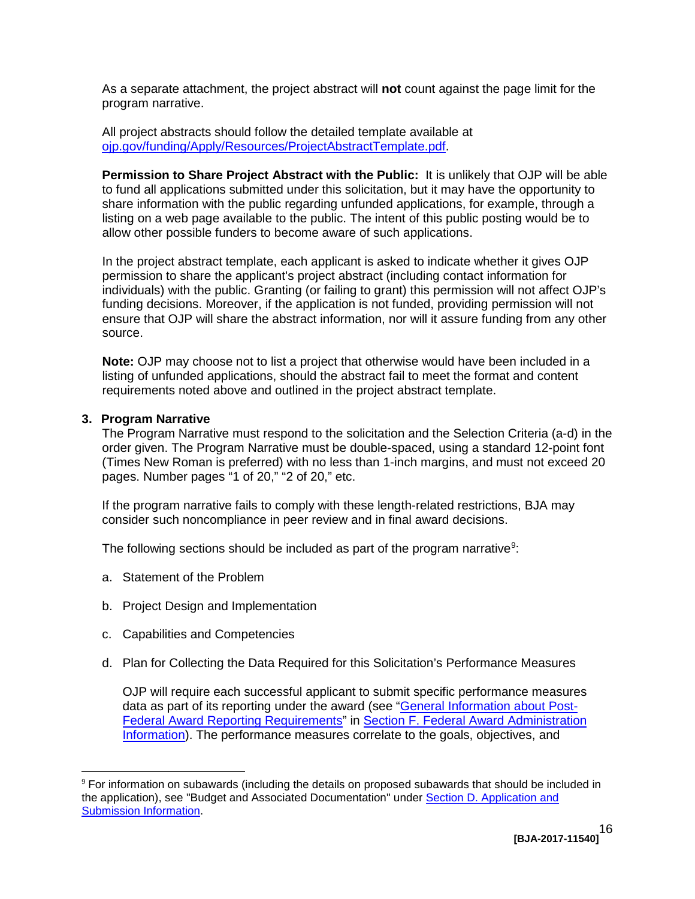As a separate attachment, the project abstract will **not** count against the page limit for the program narrative.

All project abstracts should follow the detailed template available at [ojp.gov/funding/Apply/Resources/ProjectAbstractTemplate.pdf](ojp.gov/funding/Apply/Resources/ProjectAbstractTemplate.pdf).

**Permission to Share Project Abstract with the Public:** It is unlikely that OJP will be able to fund all applications submitted under this solicitation, but it may have the opportunity to share information with the public regarding unfunded applications, for example, through a listing on a web page available to the public. The intent of this public posting would be to allow other possible funders to become aware of such applications.

In the project abstract template, each applicant is asked to indicate whether it gives OJP permission to share the applicant's project abstract (including contact information for individuals) with the public. Granting (or failing to grant) this permission will not affect OJP's funding decisions. Moreover, if the application is not funded, providing permission will not ensure that OJP will share the abstract information, nor will it assure funding from any other source.

**Note:** OJP may choose not to list a project that otherwise would have been included in a listing of unfunded applications, should the abstract fail to meet the format and content requirements noted above and outlined in the project abstract template.

**3. Program Narrative**

The Program Narrative must respond to the solicitation and the Selection Criteria (a-d) in the order given. The Program Narrative must be double-spaced, using a standard 12-point font (Times New Roman is preferred) with no less than 1-inch margins, and must not exceed 20 pages. Number pages "1 of 20," "2 of 20," etc.

If the program narrative fails to comply with these length-related restrictions, BJA may consider such noncompliance in peer review and in final award decisions.

The following sections should be included as part of the program narrative[9]:

a. Statement of the Problem

b. Project Design and Implementation

c. Capabilities and Competencies

d. Plan for Collecting the Data Required for this Solicitation's Performance Measures

   OJP will require each successful applicant to submit specific performance measures data as part of its reporting under the award (see "General Information about Post-Federal Award Reporting Requirements" in Section F. Federal Award Administration Information). The performance measures correlate to the goals, objectives, and

[9] For information on subawards (including the details on proposed subawards that should be included in the application), see "Budget and Associated Documentation" under Section D. Application and Submission Information.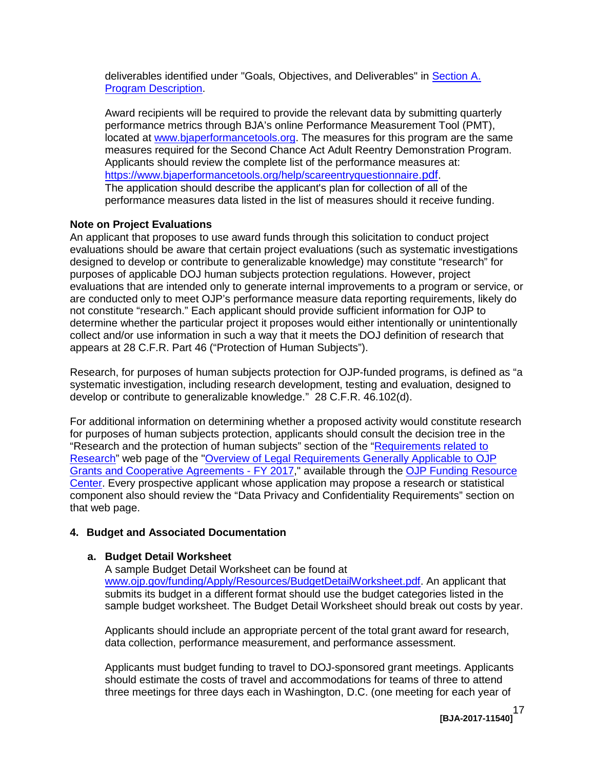deliverables identified under "Goals, Objectives, and Deliverables" in [Section A. Program Description](#).

Award recipients will be required to provide the relevant data by submitting quarterly performance metrics through BJA's online Performance Measurement Tool (PMT), located at [www.bjaperformancetools.org](http://www.bjaperformancetools.org). The measures for this program are the same measures required for the Second Chance Act Adult Reentry Demonstration Program. Applicants should review the complete list of the performance measures at: [https://www.bjaperformancetools.org/help/scareentryquestionnaire.pdf](https://www.bjaperformancetools.org/help/scareentryquestionnaire.pdf). The application should describe the applicant's plan for collection of all of the performance measures data listed in the list of measures should it receive funding.

**Note on Project Evaluations**

An applicant that proposes to use award funds through this solicitation to conduct project evaluations should be aware that certain project evaluations (such as systematic investigations designed to develop or contribute to generalizable knowledge) may constitute "research" for purposes of applicable DOJ human subjects protection regulations. However, project evaluations that are intended only to generate internal improvements to a program or service, or are conducted only to meet OJP's performance measure data reporting requirements, likely do not constitute "research." Each applicant should provide sufficient information for OJP to determine whether the particular project it proposes would either intentionally or unintentionally collect and/or use information in such a way that it meets the DOJ definition of research that appears at 28 C.F.R. Part 46 ("Protection of Human Subjects").

Research, for purposes of human subjects protection for OJP-funded programs, is defined as "a systematic investigation, including research development, testing and evaluation, designed to develop or contribute to generalizable knowledge." 28 C.F.R. 46.102(d).

For additional information on determining whether a proposed activity would constitute research for purposes of human subjects protection, applicants should consult the decision tree in the "Research and the protection of human subjects" section of the "[Requirements related to Research](#)" web page of the "[Overview of Legal Requirements Generally Applicable to OJP Grants and Cooperative Agreements - FY 2017](#)," available through the [OJP Funding Resource Center](#). Every prospective applicant whose application may propose a research or statistical component also should review the "Data Privacy and Confidentiality Requirements" section on that web page.

**4. Budget and Associated Documentation**

**a. Budget Detail Worksheet**

A sample Budget Detail Worksheet can be found at [www.ojp.gov/funding/Apply/Resources/BudgetDetailWorksheet.pdf](http://www.ojp.gov/funding/Apply/Resources/BudgetDetailWorksheet.pdf). An applicant that submits its budget in a different format should use the budget categories listed in the sample budget worksheet. The Budget Detail Worksheet should break out costs by year.

Applicants should include an appropriate percent of the total grant award for research, data collection, performance measurement, and performance assessment.

Applicants must budget funding to travel to DOJ-sponsored grant meetings. Applicants should estimate the costs of travel and accommodations for teams of three to attend three meetings for three days each in Washington, D.C. (one meeting for each year of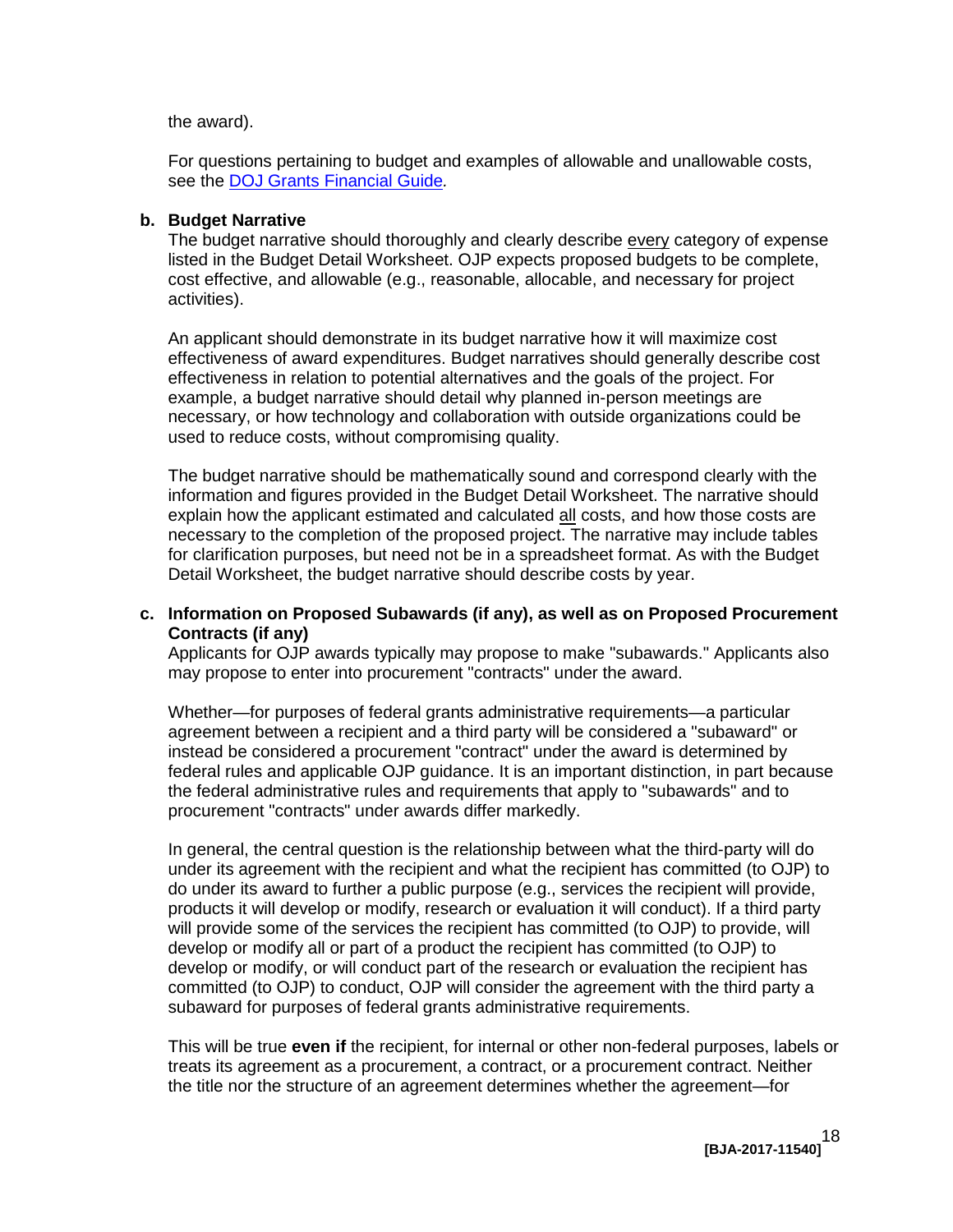the award).

For questions pertaining to budget and examples of allowable and unallowable costs, see the [DOJ Grants Financial Guide](DOJ Grants Financial Guide).

**b. Budget Narrative**

The budget narrative should thoroughly and clearly describe every category of expense listed in the Budget Detail Worksheet. OJP expects proposed budgets to be complete, cost effective, and allowable (e.g., reasonable, allocable, and necessary for project activities).

An applicant should demonstrate in its budget narrative how it will maximize cost effectiveness of award expenditures. Budget narratives should generally describe cost effectiveness in relation to potential alternatives and the goals of the project. For example, a budget narrative should detail why planned in-person meetings are necessary, or how technology and collaboration with outside organizations could be used to reduce costs, without compromising quality.

The budget narrative should be mathematically sound and correspond clearly with the information and figures provided in the Budget Detail Worksheet. The narrative should explain how the applicant estimated and calculated all costs, and how those costs are necessary to the completion of the proposed project. The narrative may include tables for clarification purposes, but need not be in a spreadsheet format. As with the Budget Detail Worksheet, the budget narrative should describe costs by year.

**c. Information on Proposed Subawards (if any), as well as on Proposed Procurement Contracts (if any)**

Applicants for OJP awards typically may propose to make "subawards." Applicants also may propose to enter into procurement "contracts" under the award.

Whether—for purposes of federal grants administrative requirements—a particular agreement between a recipient and a third party will be considered a "subaward" or instead be considered a procurement "contract" under the award is determined by federal rules and applicable OJP guidance. It is an important distinction, in part because the federal administrative rules and requirements that apply to "subawards" and to procurement "contracts" under awards differ markedly.

In general, the central question is the relationship between what the third-party will do under its agreement with the recipient and what the recipient has committed (to OJP) to do under its award to further a public purpose (e.g., services the recipient will provide, products it will develop or modify, research or evaluation it will conduct). If a third party will provide some of the services the recipient has committed (to OJP) to provide, will develop or modify all or part of a product the recipient has committed (to OJP) to develop or modify, or will conduct part of the research or evaluation the recipient has committed (to OJP) to conduct, OJP will consider the agreement with the third party a subaward for purposes of federal grants administrative requirements.

This will be true **even if** the recipient, for internal or other non-federal purposes, labels or treats its agreement as a procurement, a contract, or a procurement contract. Neither the title nor the structure of an agreement determines whether the agreement—for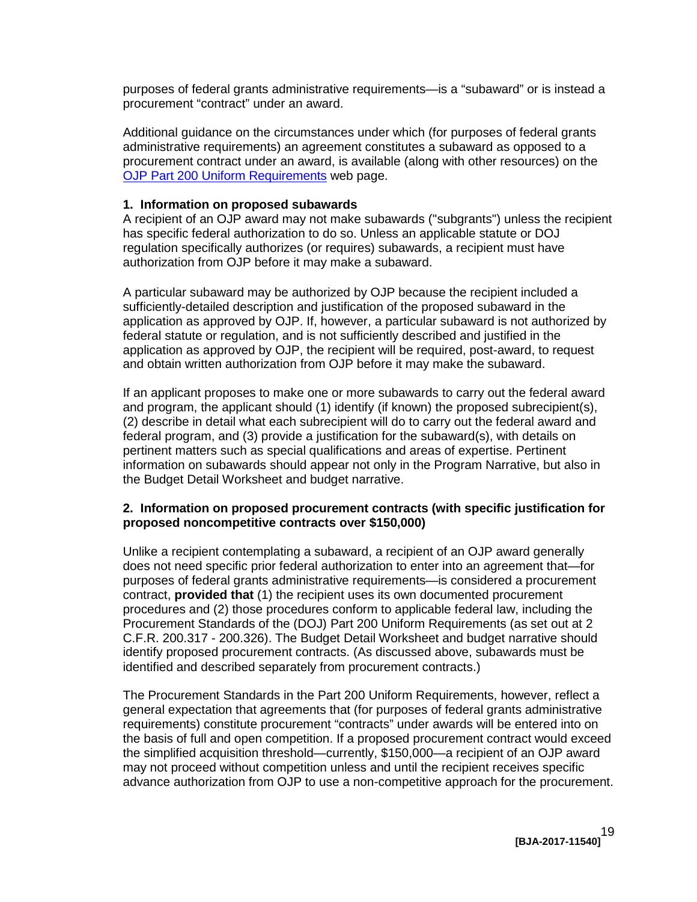purposes of federal grants administrative requirements—is a "subaward" or is instead a procurement "contract" under an award.

Additional guidance on the circumstances under which (for purposes of federal grants administrative requirements) an agreement constitutes a subaward as opposed to a procurement contract under an award, is available (along with other resources) on the OJP Part 200 Uniform Requirements web page.

**1. Information on proposed subawards**

A recipient of an OJP award may not make subawards ("subgrants") unless the recipient has specific federal authorization to do so. Unless an applicable statute or DOJ regulation specifically authorizes (or requires) subawards, a recipient must have authorization from OJP before it may make a subaward.

A particular subaward may be authorized by OJP because the recipient included a sufficiently-detailed description and justification of the proposed subaward in the application as approved by OJP. If, however, a particular subaward is not authorized by federal statute or regulation, and is not sufficiently described and justified in the application as approved by OJP, the recipient will be required, post-award, to request and obtain written authorization from OJP before it may make the subaward.

If an applicant proposes to make one or more subawards to carry out the federal award and program, the applicant should (1) identify (if known) the proposed subrecipient(s), (2) describe in detail what each subrecipient will do to carry out the federal award and federal program, and (3) provide a justification for the subaward(s), with details on pertinent matters such as special qualifications and areas of expertise. Pertinent information on subawards should appear not only in the Program Narrative, but also in the Budget Detail Worksheet and budget narrative.

**2. Information on proposed procurement contracts (with specific justification for proposed noncompetitive contracts over $150,000)**

Unlike a recipient contemplating a subaward, a recipient of an OJP award generally does not need specific prior federal authorization to enter into an agreement that—for purposes of federal grants administrative requirements—is considered a procurement contract, **provided that** (1) the recipient uses its own documented procurement procedures and (2) those procedures conform to applicable federal law, including the Procurement Standards of the (DOJ) Part 200 Uniform Requirements (as set out at 2 C.F.R. 200.317 - 200.326). The Budget Detail Worksheet and budget narrative should identify proposed procurement contracts. (As discussed above, subawards must be identified and described separately from procurement contracts.)

The Procurement Standards in the Part 200 Uniform Requirements, however, reflect a general expectation that agreements that (for purposes of federal grants administrative requirements) constitute procurement "contracts" under awards will be entered into on the basis of full and open competition. If a proposed procurement contract would exceed the simplified acquisition threshold—currently, $150,000—a recipient of an OJP award may not proceed without competition unless and until the recipient receives specific advance authorization from OJP to use a non-competitive approach for the procurement.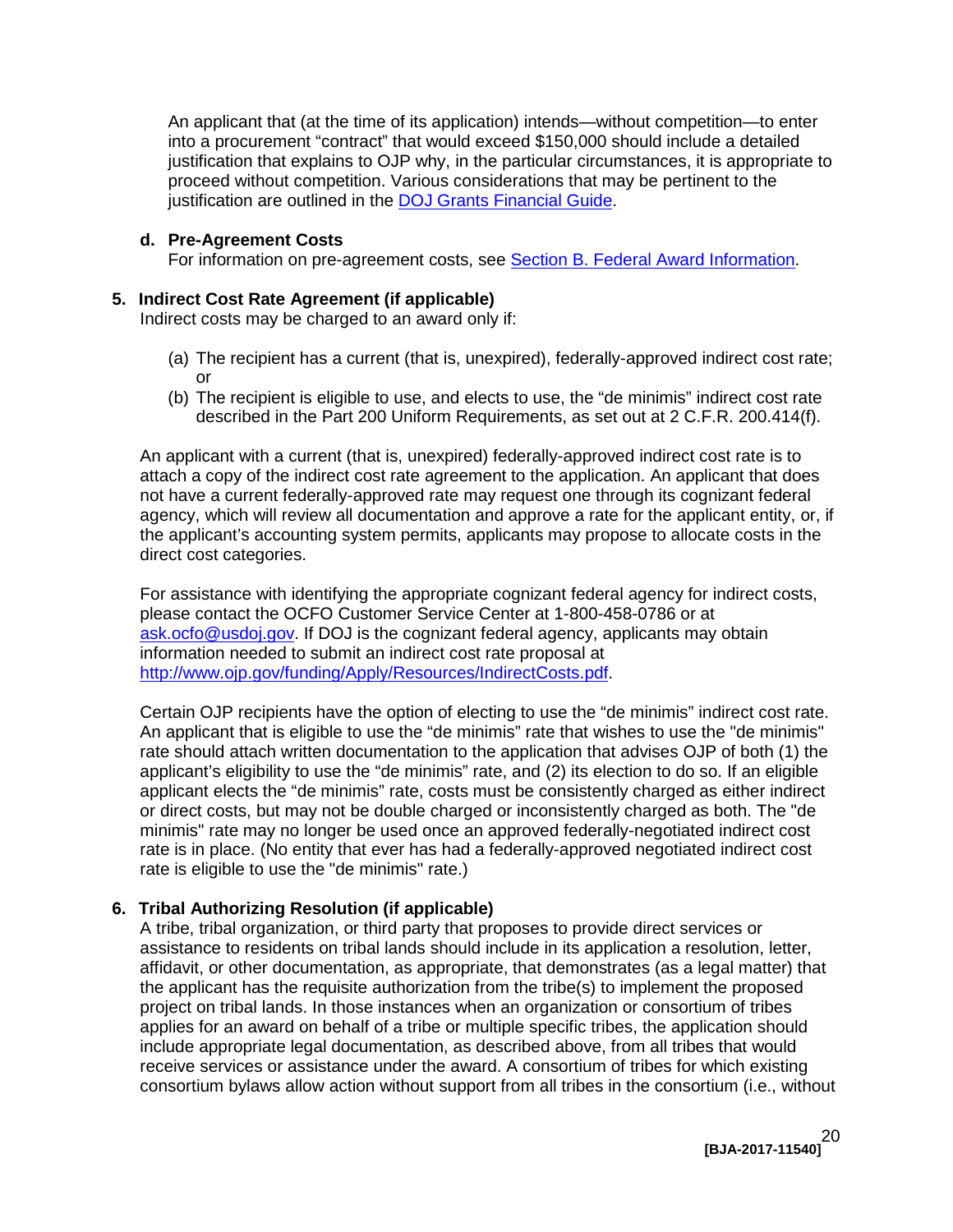An applicant that (at the time of its application) intends—without competition—to enter into a procurement "contract" that would exceed $150,000 should include a detailed justification that explains to OJP why, in the particular circumstances, it is appropriate to proceed without competition. Various considerations that may be pertinent to the justification are outlined in the [DOJ Grants Financial Guide](DOJ Grants Financial Guide).

**d. Pre-Agreement Costs**

For information on pre-agreement costs, see [Section B. Federal Award Information](Section B. Federal Award Information).

### 5. Indirect Cost Rate Agreement (if applicable)

Indirect costs may be charged to an award only if:

(a) The recipient has a current (that is, unexpired), federally-approved indirect cost rate; or

(b) The recipient is eligible to use, and elects to use, the "de minimis" indirect cost rate described in the Part 200 Uniform Requirements, as set out at 2 C.F.R. 200.414(f).

An applicant with a current (that is, unexpired) federally-approved indirect cost rate is to attach a copy of the indirect cost rate agreement to the application. An applicant that does not have a current federally-approved rate may request one through its cognizant federal agency, which will review all documentation and approve a rate for the applicant entity, or, if the applicant's accounting system permits, applicants may propose to allocate costs in the direct cost categories.

For assistance with identifying the appropriate cognizant federal agency for indirect costs, please contact the OCFO Customer Service Center at 1-800-458-0786 or at ask.ocfo@usdoj.gov. If DOJ is the cognizant federal agency, applicants may obtain information needed to submit an indirect cost rate proposal at http://www.ojp.gov/funding/Apply/Resources/IndirectCosts.pdf.

Certain OJP recipients have the option of electing to use the "de minimis" indirect cost rate. An applicant that is eligible to use the "de minimis" rate that wishes to use the "de minimis" rate should attach written documentation to the application that advises OJP of both (1) the applicant's eligibility to use the "de minimis" rate, and (2) its election to do so. If an eligible applicant elects the "de minimis" rate, costs must be consistently charged as either indirect or direct costs, but may not be double charged or inconsistently charged as both. The "de minimis" rate may no longer be used once an approved federally-negotiated indirect cost rate is in place. (No entity that ever has had a federally-approved negotiated indirect cost rate is eligible to use the "de minimis" rate.)

### 6. Tribal Authorizing Resolution (if applicable)

A tribe, tribal organization, or third party that proposes to provide direct services or assistance to residents on tribal lands should include in its application a resolution, letter, affidavit, or other documentation, as appropriate, that demonstrates (as a legal matter) that the applicant has the requisite authorization from the tribe(s) to implement the proposed project on tribal lands. In those instances when an organization or consortium of tribes applies for an award on behalf of a tribe or multiple specific tribes, the application should include appropriate legal documentation, as described above, from all tribes that would receive services or assistance under the award. A consortium of tribes for which existing consortium bylaws allow action without support from all tribes in the consortium (i.e., without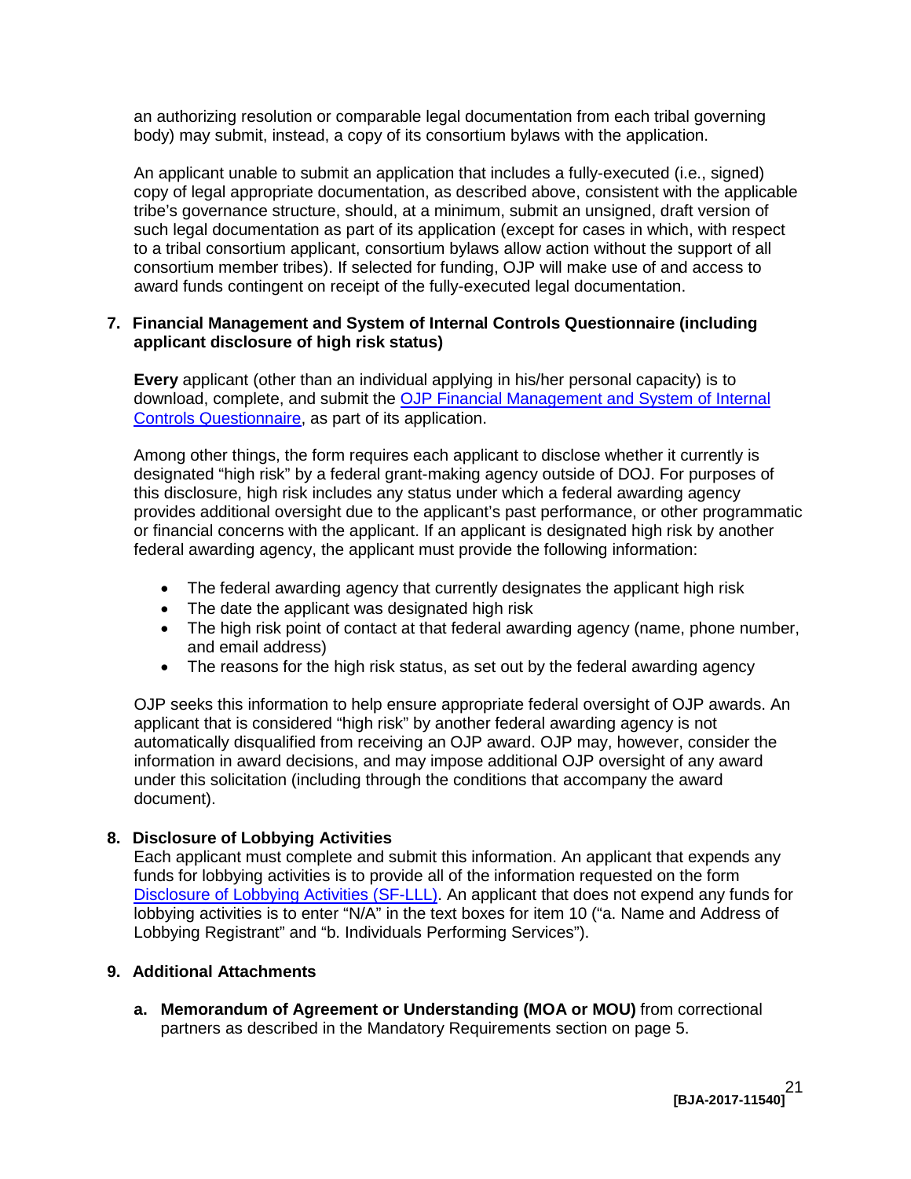an authorizing resolution or comparable legal documentation from each tribal governing body) may submit, instead, a copy of its consortium bylaws with the application.

An applicant unable to submit an application that includes a fully-executed (i.e., signed) copy of legal appropriate documentation, as described above, consistent with the applicable tribe's governance structure, should, at a minimum, submit an unsigned, draft version of such legal documentation as part of its application (except for cases in which, with respect to a tribal consortium applicant, consortium bylaws allow action without the support of all consortium member tribes). If selected for funding, OJP will make use of and access to award funds contingent on receipt of the fully-executed legal documentation.

**7. Financial Management and System of Internal Controls Questionnaire (including applicant disclosure of high risk status)**

**Every** applicant (other than an individual applying in his/her personal capacity) is to download, complete, and submit the OJP Financial Management and System of Internal Controls Questionnaire, as part of its application.

Among other things, the form requires each applicant to disclose whether it currently is designated "high risk" by a federal grant-making agency outside of DOJ. For purposes of this disclosure, high risk includes any status under which a federal awarding agency provides additional oversight due to the applicant's past performance, or other programmatic or financial concerns with the applicant. If an applicant is designated high risk by another federal awarding agency, the applicant must provide the following information:

- The federal awarding agency that currently designates the applicant high risk
- The date the applicant was designated high risk
- The high risk point of contact at that federal awarding agency (name, phone number, and email address)
- The reasons for the high risk status, as set out by the federal awarding agency

OJP seeks this information to help ensure appropriate federal oversight of OJP awards. An applicant that is considered "high risk" by another federal awarding agency is not automatically disqualified from receiving an OJP award. OJP may, however, consider the information in award decisions, and may impose additional OJP oversight of any award under this solicitation (including through the conditions that accompany the award document).

**8. Disclosure of Lobbying Activities**

Each applicant must complete and submit this information. An applicant that expends any funds for lobbying activities is to provide all of the information requested on the form Disclosure of Lobbying Activities (SF-LLL). An applicant that does not expend any funds for lobbying activities is to enter "N/A" in the text boxes for item 10 ("a. Name and Address of Lobbying Registrant" and "b. Individuals Performing Services").

**9. Additional Attachments**

**a. Memorandum of Agreement or Understanding (MOA or MOU)** from correctional partners as described in the Mandatory Requirements section on page 5.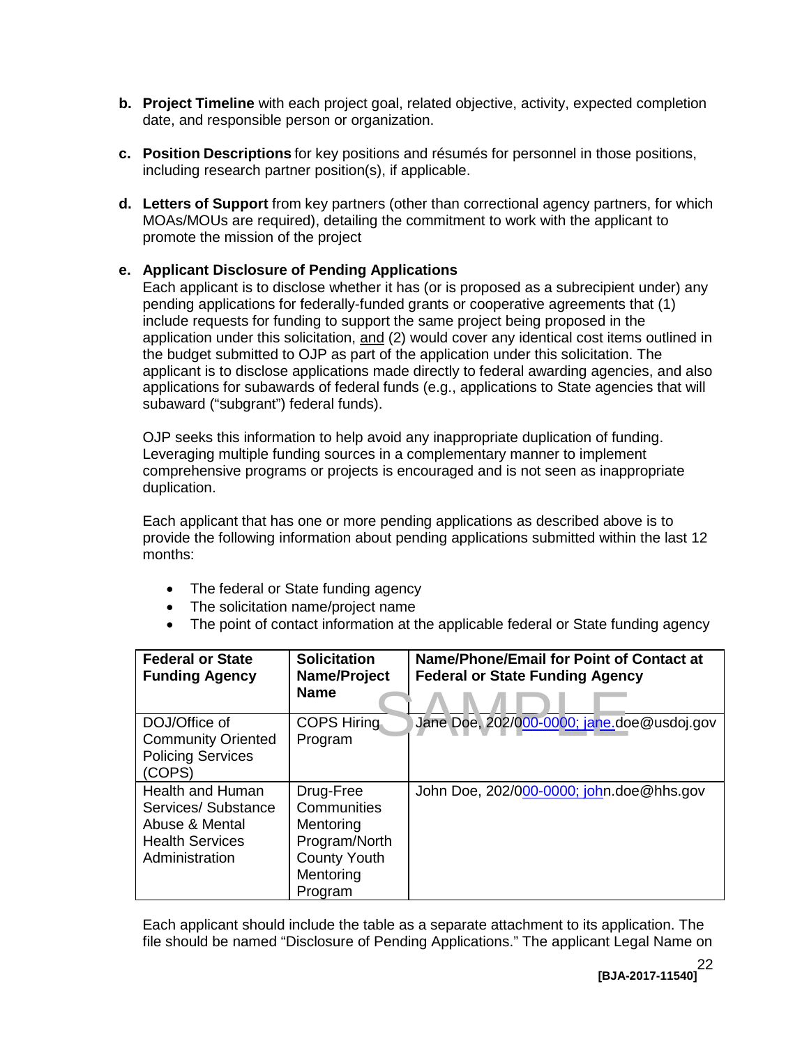**b. Project Timeline** with each project goal, related objective, activity, expected completion date, and responsible person or organization.

**c. Position Descriptions** for key positions and résumés for personnel in those positions, including research partner position(s), if applicable.

**d. Letters of Support** from key partners (other than correctional agency partners, for which MOAs/MOUs are required), detailing the commitment to work with the applicant to promote the mission of the project

**e. Applicant Disclosure of Pending Applications**

Each applicant is to disclose whether it has (or is proposed as a subrecipient under) any pending applications for federally-funded grants or cooperative agreements that (1) include requests for funding to support the same project being proposed in the application under this solicitation, and (2) would cover any identical cost items outlined in the budget submitted to OJP as part of the application under this solicitation. The applicant is to disclose applications made directly to federal awarding agencies, and also applications for subawards of federal funds (e.g., applications to State agencies that will subaward ("subgrant") federal funds).

OJP seeks this information to help avoid any inappropriate duplication of funding. Leveraging multiple funding sources in a complementary manner to implement comprehensive programs or projects is encouraged and is not seen as inappropriate duplication.

Each applicant that has one or more pending applications as described above is to provide the following information about pending applications submitted within the last 12 months:

- The federal or State funding agency
- The solicitation name/project name
- The point of contact information at the applicable federal or State funding agency

SAMPLE

| Federal or State Funding Agency | Solicitation Name/Project Name | Name/Phone/Email for Point of Contact at Federal or State Funding Agency |
|---|---|---|
| DOJ/Office of Community Oriented Policing Services (COPS) | COPS Hiring Program | Jane Doe, 202/000-0000; jane.doe@usdoj.gov |
| Health and Human Services/ Substance Abuse & Mental Health Services Administration | Drug-Free Communities Mentoring Program/North County Youth Mentoring Program | John Doe, 202/000-0000; john.doe@hhs.gov |

Each applicant should include the table as a separate attachment to its application. The file should be named "Disclosure of Pending Applications." The applicant Legal Name on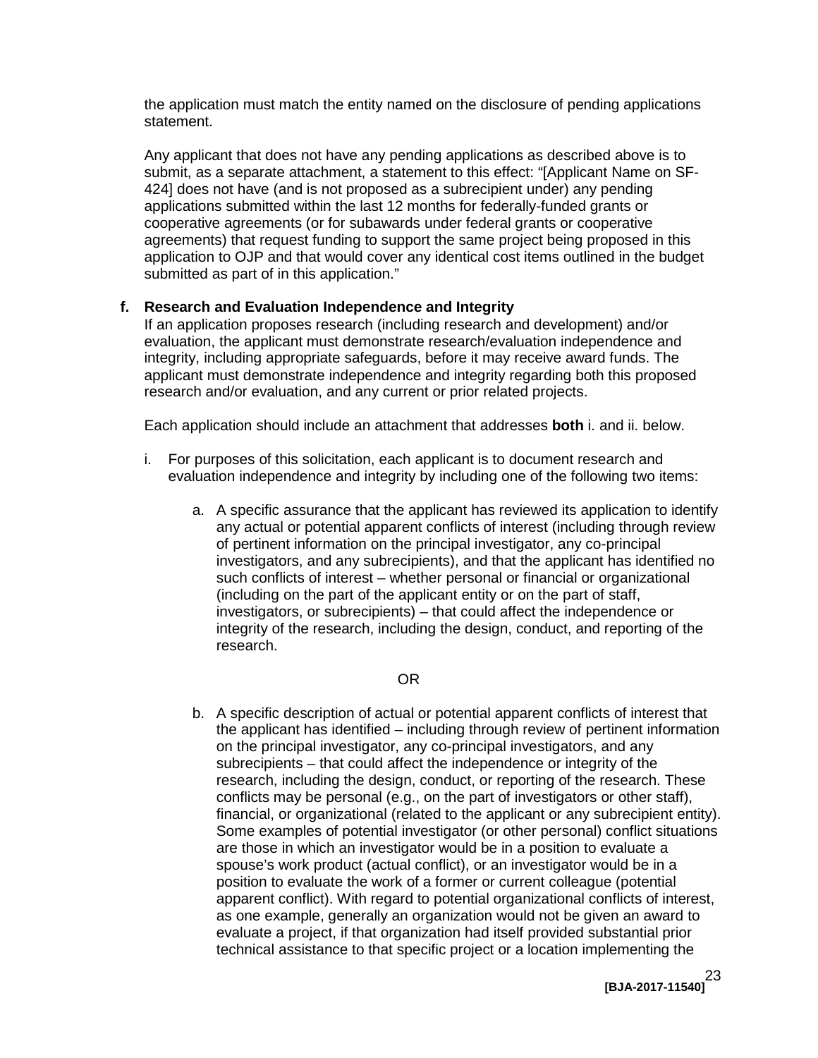the application must match the entity named on the disclosure of pending applications statement.

Any applicant that does not have any pending applications as described above is to submit, as a separate attachment, a statement to this effect: "[Applicant Name on SF-424] does not have (and is not proposed as a subrecipient under) any pending applications submitted within the last 12 months for federally-funded grants or cooperative agreements (or for subawards under federal grants or cooperative agreements) that request funding to support the same project being proposed in this application to OJP and that would cover any identical cost items outlined in the budget submitted as part of in this application."

**f. Research and Evaluation Independence and Integrity**

If an application proposes research (including research and development) and/or evaluation, the applicant must demonstrate research/evaluation independence and integrity, including appropriate safeguards, before it may receive award funds. The applicant must demonstrate independence and integrity regarding both this proposed research and/or evaluation, and any current or prior related projects.

Each application should include an attachment that addresses **both** i. and ii. below.

i. For purposes of this solicitation, each applicant is to document research and evaluation independence and integrity by including one of the following two items:

   a. A specific assurance that the applicant has reviewed its application to identify any actual or potential apparent conflicts of interest (including through review of pertinent information on the principal investigator, any co-principal investigators, and any subrecipients), and that the applicant has identified no such conflicts of interest – whether personal or financial or organizational (including on the part of the applicant entity or on the part of staff, investigators, or subrecipients) – that could affect the independence or integrity of the research, including the design, conduct, and reporting of the research.

   OR

   b. A specific description of actual or potential apparent conflicts of interest that the applicant has identified – including through review of pertinent information on the principal investigator, any co-principal investigators, and any subrecipients – that could affect the independence or integrity of the research, including the design, conduct, or reporting of the research. These conflicts may be personal (e.g., on the part of investigators or other staff), financial, or organizational (related to the applicant or any subrecipient entity). Some examples of potential investigator (or other personal) conflict situations are those in which an investigator would be in a position to evaluate a spouse's work product (actual conflict), or an investigator would be in a position to evaluate the work of a former or current colleague (potential apparent conflict). With regard to potential organizational conflicts of interest, as one example, generally an organization would not be given an award to evaluate a project, if that organization had itself provided substantial prior technical assistance to that specific project or a location implementing the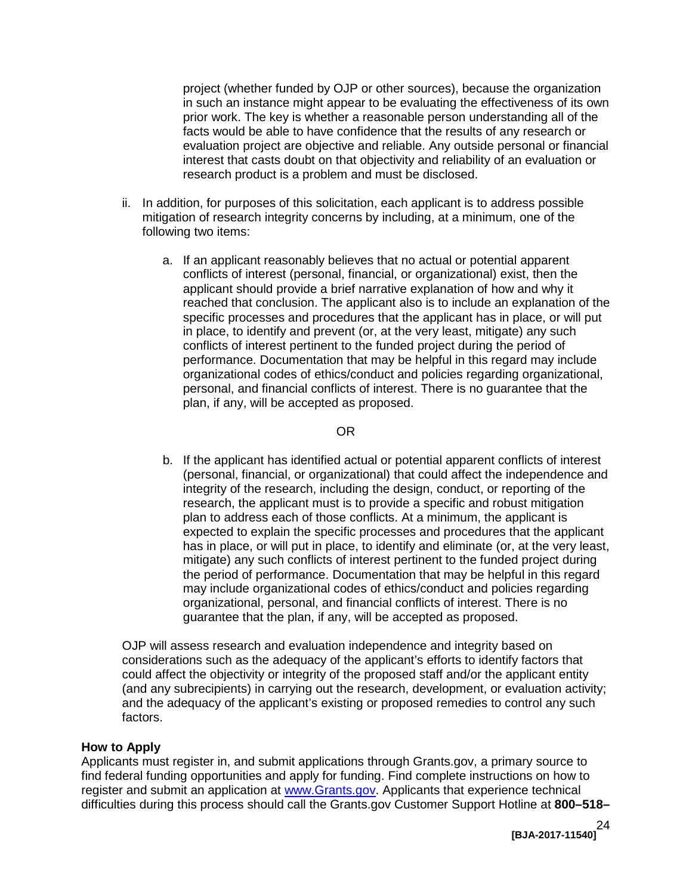project (whether funded by OJP or other sources), because the organization in such an instance might appear to be evaluating the effectiveness of its own prior work. The key is whether a reasonable person understanding all of the facts would be able to have confidence that the results of any research or evaluation project are objective and reliable. Any outside personal or financial interest that casts doubt on that objectivity and reliability of an evaluation or research product is a problem and must be disclosed.

ii. In addition, for purposes of this solicitation, each applicant is to address possible mitigation of research integrity concerns by including, at a minimum, one of the following two items:

   a. If an applicant reasonably believes that no actual or potential apparent conflicts of interest (personal, financial, or organizational) exist, then the applicant should provide a brief narrative explanation of how and why it reached that conclusion. The applicant also is to include an explanation of the specific processes and procedures that the applicant has in place, or will put in place, to identify and prevent (or, at the very least, mitigate) any such conflicts of interest pertinent to the funded project during the period of performance. Documentation that may be helpful in this regard may include organizational codes of ethics/conduct and policies regarding organizational, personal, and financial conflicts of interest. There is no guarantee that the plan, if any, will be accepted as proposed.

   OR

   b. If the applicant has identified actual or potential apparent conflicts of interest (personal, financial, or organizational) that could affect the independence and integrity of the research, including the design, conduct, or reporting of the research, the applicant must is to provide a specific and robust mitigation plan to address each of those conflicts. At a minimum, the applicant is expected to explain the specific processes and procedures that the applicant has in place, or will put in place, to identify and eliminate (or, at the very least, mitigate) any such conflicts of interest pertinent to the funded project during the period of performance. Documentation that may be helpful in this regard may include organizational codes of ethics/conduct and policies regarding organizational, personal, and financial conflicts of interest. There is no guarantee that the plan, if any, will be accepted as proposed.

OJP will assess research and evaluation independence and integrity based on considerations such as the adequacy of the applicant's efforts to identify factors that could affect the objectivity or integrity of the proposed staff and/or the applicant entity (and any subrecipients) in carrying out the research, development, or evaluation activity; and the adequacy of the applicant's existing or proposed remedies to control any such factors.

**How to Apply**

Applicants must register in, and submit applications through Grants.gov, a primary source to find federal funding opportunities and apply for funding. Find complete instructions on how to register and submit an application at [www.Grants.gov](http://www.Grants.gov). Applicants that experience technical difficulties during this process should call the Grants.gov Customer Support Hotline at **800–518–**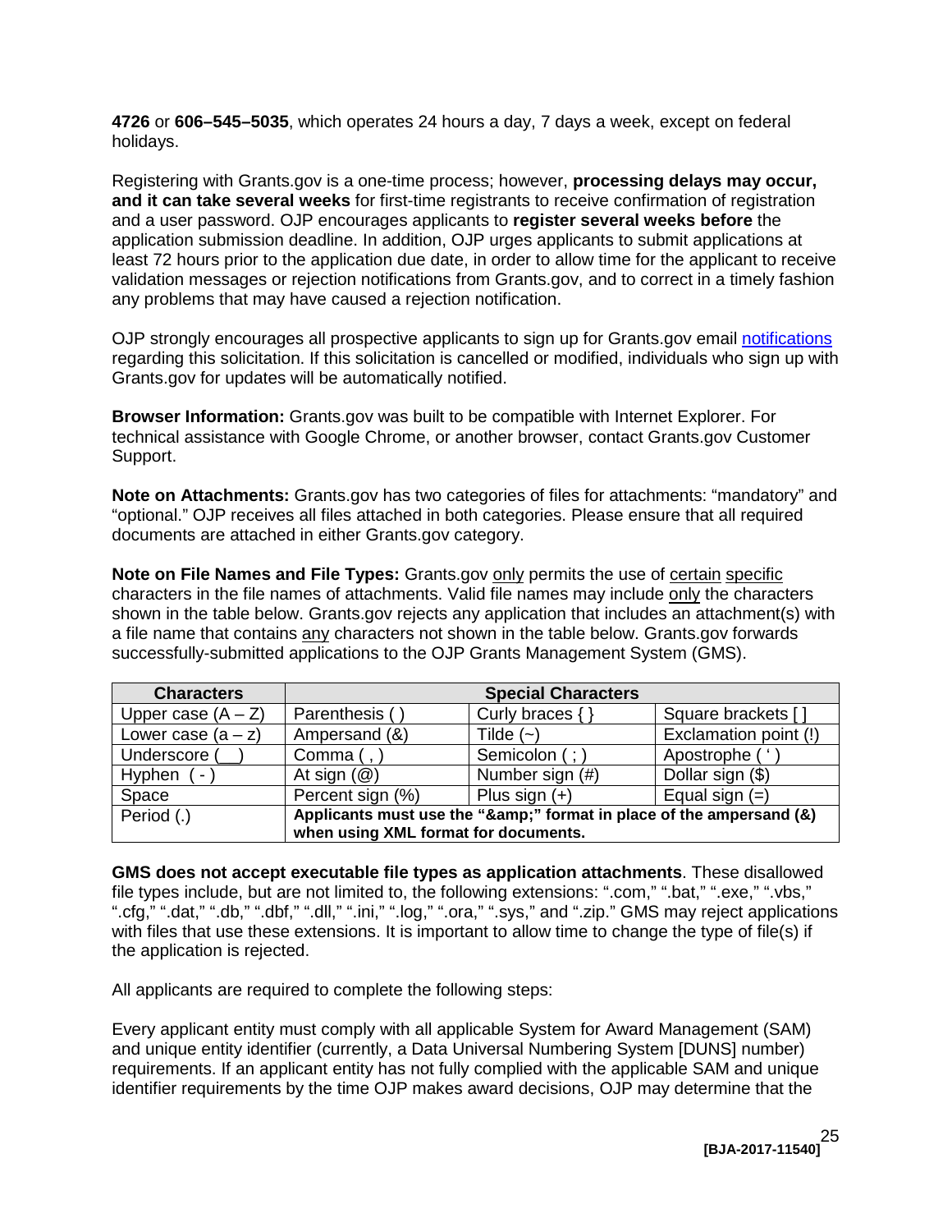**4726** or **606–545–5035**, which operates 24 hours a day, 7 days a week, except on federal holidays.

Registering with Grants.gov is a one-time process; however, **processing delays may occur, and it can take several weeks** for first-time registrants to receive confirmation of registration and a user password. OJP encourages applicants to **register several weeks before** the application submission deadline. In addition, OJP urges applicants to submit applications at least 72 hours prior to the application due date, in order to allow time for the applicant to receive validation messages or rejection notifications from Grants.gov, and to correct in a timely fashion any problems that may have caused a rejection notification.

OJP strongly encourages all prospective applicants to sign up for Grants.gov email notifications regarding this solicitation. If this solicitation is cancelled or modified, individuals who sign up with Grants.gov for updates will be automatically notified.

**Browser Information:** Grants.gov was built to be compatible with Internet Explorer. For technical assistance with Google Chrome, or another browser, contact Grants.gov Customer Support.

**Note on Attachments:** Grants.gov has two categories of files for attachments: "mandatory" and "optional." OJP receives all files attached in both categories. Please ensure that all required documents are attached in either Grants.gov category.

**Note on File Names and File Types:** Grants.gov only permits the use of certain specific characters in the file names of attachments. Valid file names may include only the characters shown in the table below. Grants.gov rejects any application that includes an attachment(s) with a file name that contains any characters not shown in the table below. Grants.gov forwards successfully-submitted applications to the OJP Grants Management System (GMS).

| Characters | Special Characters | | |
|---|---|---|---|
| Upper case (A – Z) | Parenthesis ( ) | Curly braces { } | Square brackets [ ] |
| Lower case (a – z) | Ampersand (&) | Tilde (~) | Exclamation point (!) |
| Underscore (__) | Comma ( , ) | Semicolon ( ; ) | Apostrophe ( ' ) |
| Hyphen ( - ) | At sign (@) | Number sign (#) | Dollar sign ($) |
| Space | Percent sign (%) | Plus sign (+) | Equal sign (=) |
| Period (.) | **Applicants must use the "&amp;" format in place of the ampersand (&) when using XML format for documents.** | | |

**GMS does not accept executable file types as application attachments**. These disallowed file types include, but are not limited to, the following extensions: ".com," ".bat," ".exe," ".vbs," ".cfg," ".dat," ".db," ".dbf," ".dll," ".ini," ".log," ".ora," ".sys," and ".zip." GMS may reject applications with files that use these extensions. It is important to allow time to change the type of file(s) if the application is rejected.

All applicants are required to complete the following steps:

Every applicant entity must comply with all applicable System for Award Management (SAM) and unique entity identifier (currently, a Data Universal Numbering System [DUNS] number) requirements. If an applicant entity has not fully complied with the applicable SAM and unique identifier requirements by the time OJP makes award decisions, OJP may determine that the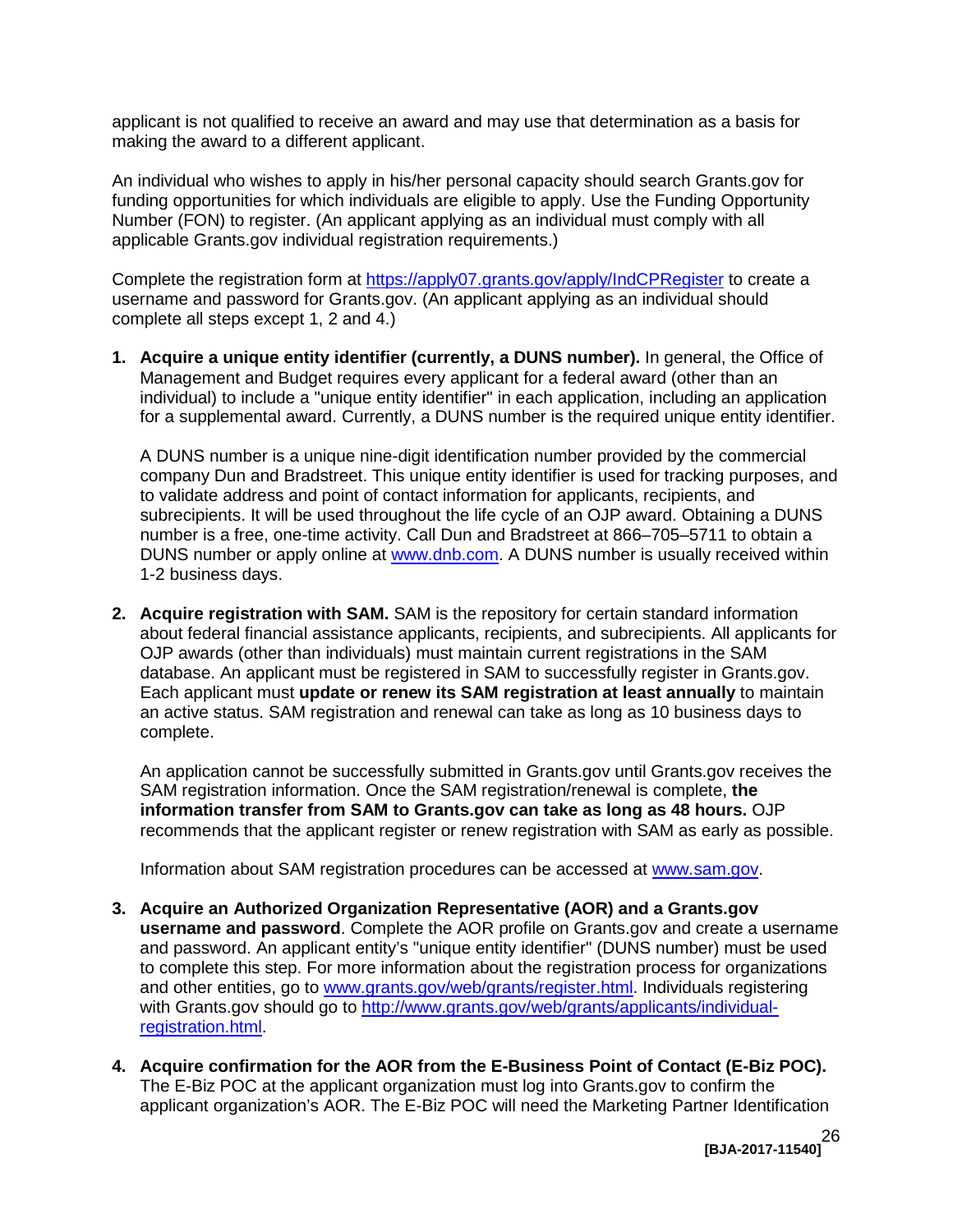applicant is not qualified to receive an award and may use that determination as a basis for making the award to a different applicant.

An individual who wishes to apply in his/her personal capacity should search Grants.gov for funding opportunities for which individuals are eligible to apply. Use the Funding Opportunity Number (FON) to register. (An applicant applying as an individual must comply with all applicable Grants.gov individual registration requirements.)

Complete the registration form at https://apply07.grants.gov/apply/IndCPRegister to create a username and password for Grants.gov. (An applicant applying as an individual should complete all steps except 1, 2 and 4.)

1. **Acquire a unique entity identifier (currently, a DUNS number).** In general, the Office of Management and Budget requires every applicant for a federal award (other than an individual) to include a "unique entity identifier" in each application, including an application for a supplemental award. Currently, a DUNS number is the required unique entity identifier.

   A DUNS number is a unique nine-digit identification number provided by the commercial company Dun and Bradstreet. This unique entity identifier is used for tracking purposes, and to validate address and point of contact information for applicants, recipients, and subrecipients. It will be used throughout the life cycle of an OJP award. Obtaining a DUNS number is a free, one-time activity. Call Dun and Bradstreet at 866–705–5711 to obtain a DUNS number or apply online at www.dnb.com. A DUNS number is usually received within 1-2 business days.

2. **Acquire registration with SAM.** SAM is the repository for certain standard information about federal financial assistance applicants, recipients, and subrecipients. All applicants for OJP awards (other than individuals) must maintain current registrations in the SAM database. An applicant must be registered in SAM to successfully register in Grants.gov. Each applicant must **update or renew its SAM registration at least annually** to maintain an active status. SAM registration and renewal can take as long as 10 business days to complete.

   An application cannot be successfully submitted in Grants.gov until Grants.gov receives the SAM registration information. Once the SAM registration/renewal is complete, **the information transfer from SAM to Grants.gov can take as long as 48 hours.** OJP recommends that the applicant register or renew registration with SAM as early as possible.

   Information about SAM registration procedures can be accessed at www.sam.gov.

3. **Acquire an Authorized Organization Representative (AOR) and a Grants.gov username and password**. Complete the AOR profile on Grants.gov and create a username and password. An applicant entity's "unique entity identifier" (DUNS number) must be used to complete this step. For more information about the registration process for organizations and other entities, go to www.grants.gov/web/grants/register.html. Individuals registering with Grants.gov should go to http://www.grants.gov/web/grants/applicants/individual-registration.html.

4. **Acquire confirmation for the AOR from the E-Business Point of Contact (E-Biz POC).** The E-Biz POC at the applicant organization must log into Grants.gov to confirm the applicant organization's AOR. The E-Biz POC will need the Marketing Partner Identification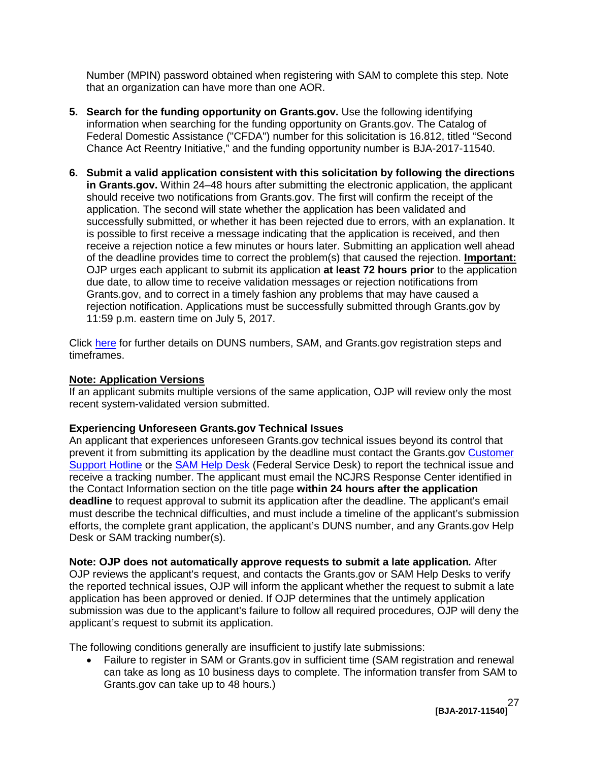Number (MPIN) password obtained when registering with SAM to complete this step. Note that an organization can have more than one AOR.

5. **Search for the funding opportunity on Grants.gov.** Use the following identifying information when searching for the funding opportunity on Grants.gov. The Catalog of Federal Domestic Assistance ("CFDA") number for this solicitation is 16.812, titled "Second Chance Act Reentry Initiative," and the funding opportunity number is BJA-2017-11540.

6. **Submit a valid application consistent with this solicitation by following the directions in Grants.gov.** Within 24–48 hours after submitting the electronic application, the applicant should receive two notifications from Grants.gov. The first will confirm the receipt of the application. The second will state whether the application has been validated and successfully submitted, or whether it has been rejected due to errors, with an explanation. It is possible to first receive a message indicating that the application is received, and then receive a rejection notice a few minutes or hours later. Submitting an application well ahead of the deadline provides time to correct the problem(s) that caused the rejection. **Important:** OJP urges each applicant to submit its application **at least 72 hours prior** to the application due date, to allow time to receive validation messages or rejection notifications from Grants.gov, and to correct in a timely fashion any problems that may have caused a rejection notification. Applications must be successfully submitted through Grants.gov by 11:59 p.m. eastern time on July 5, 2017.

Click here for further details on DUNS numbers, SAM, and Grants.gov registration steps and timeframes.

**Note: Application Versions**
If an applicant submits multiple versions of the same application, OJP will review only the most recent system-validated version submitted.

**Experiencing Unforeseen Grants.gov Technical Issues**
An applicant that experiences unforeseen Grants.gov technical issues beyond its control that prevent it from submitting its application by the deadline must contact the Grants.gov Customer Support Hotline or the SAM Help Desk (Federal Service Desk) to report the technical issue and receive a tracking number. The applicant must email the NCJRS Response Center identified in the Contact Information section on the title page **within 24 hours after the application deadline** to request approval to submit its application after the deadline. The applicant's email must describe the technical difficulties, and must include a timeline of the applicant's submission efforts, the complete grant application, the applicant's DUNS number, and any Grants.gov Help Desk or SAM tracking number(s).

**Note: OJP does not automatically approve requests to submit a late application.** After OJP reviews the applicant's request, and contacts the Grants.gov or SAM Help Desks to verify the reported technical issues, OJP will inform the applicant whether the request to submit a late application has been approved or denied. If OJP determines that the untimely application submission was due to the applicant's failure to follow all required procedures, OJP will deny the applicant's request to submit its application.

The following conditions generally are insufficient to justify late submissions:

- Failure to register in SAM or Grants.gov in sufficient time (SAM registration and renewal can take as long as 10 business days to complete. The information transfer from SAM to Grants.gov can take up to 48 hours.)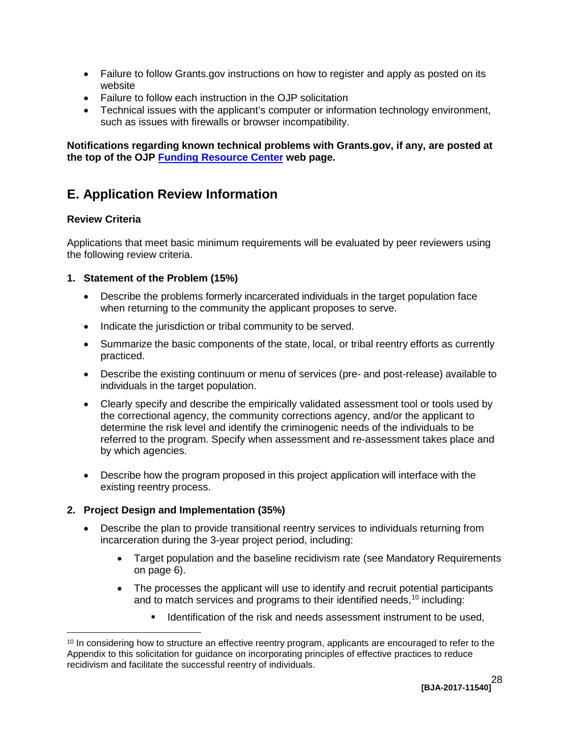- Failure to follow Grants.gov instructions on how to register and apply as posted on its website
- Failure to follow each instruction in the OJP solicitation
- Technical issues with the applicant's computer or information technology environment, such as issues with firewalls or browser incompatibility.

**Notifications regarding known technical problems with Grants.gov, if any, are posted at the top of the OJP Funding Resource Center web page.**

## E. Application Review Information

### Review Criteria

Applications that meet basic minimum requirements will be evaluated by peer reviewers using the following review criteria.

**1. Statement of the Problem (15%)**

- Describe the problems formerly incarcerated individuals in the target population face when returning to the community the applicant proposes to serve.
- Indicate the jurisdiction or tribal community to be served.
- Summarize the basic components of the state, local, or tribal reentry efforts as currently practiced.
- Describe the existing continuum or menu of services (pre- and post-release) available to individuals in the target population.
- Clearly specify and describe the empirically validated assessment tool or tools used by the correctional agency, the community corrections agency, and/or the applicant to determine the risk level and identify the criminogenic needs of the individuals to be referred to the program. Specify when assessment and re-assessment takes place and by which agencies.
- Describe how the program proposed in this project application will interface with the existing reentry process.

**2. Project Design and Implementation (35%)**

- Describe the plan to provide transitional reentry services to individuals returning from incarceration during the 3-year project period, including:
  - Target population and the baseline recidivism rate (see Mandatory Requirements on page 6).
  - The processes the applicant will use to identify and recruit potential participants and to match services and programs to their identified needs,[10] including:
    - Identification of the risk and needs assessment instrument to be used,

[10] In considering how to structure an effective reentry program, applicants are encouraged to refer to the Appendix to this solicitation for guidance on incorporating principles of effective practices to reduce recidivism and facilitate the successful reentry of individuals.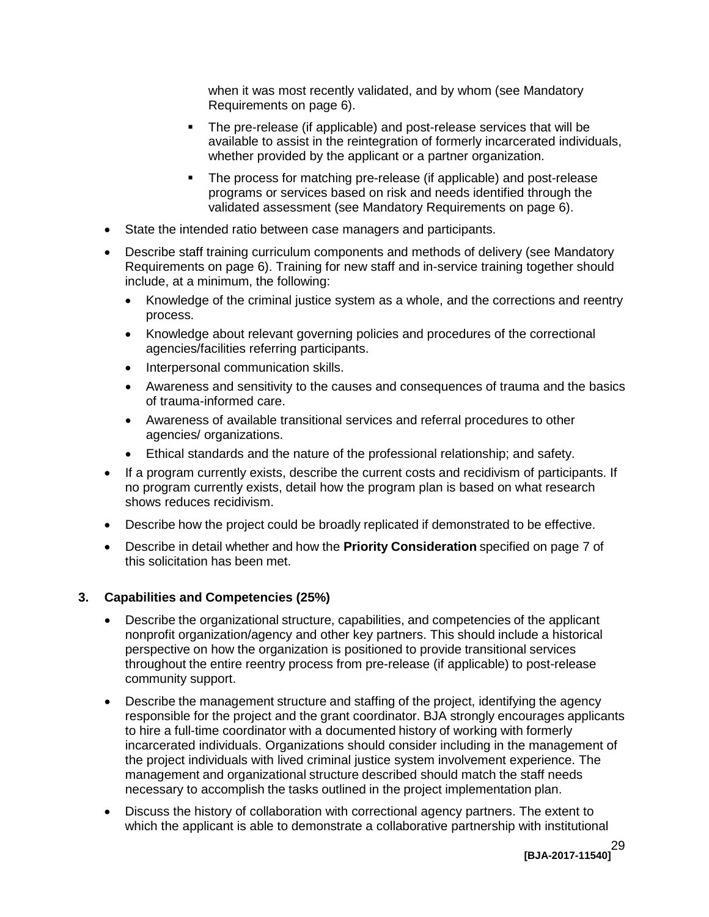when it was most recently validated, and by whom (see Mandatory Requirements on page 6).

- The pre-release (if applicable) and post-release services that will be available to assist in the reintegration of formerly incarcerated individuals, whether provided by the applicant or a partner organization.
- The process for matching pre-release (if applicable) and post-release programs or services based on risk and needs identified through the validated assessment (see Mandatory Requirements on page 6).

- State the intended ratio between case managers and participants.
- Describe staff training curriculum components and methods of delivery (see Mandatory Requirements on page 6). Training for new staff and in-service training together should include, at a minimum, the following:
  - Knowledge of the criminal justice system as a whole, and the corrections and reentry process.
  - Knowledge about relevant governing policies and procedures of the correctional agencies/facilities referring participants.
  - Interpersonal communication skills.
  - Awareness and sensitivity to the causes and consequences of trauma and the basics of trauma-informed care.
  - Awareness of available transitional services and referral procedures to other agencies/ organizations.
  - Ethical standards and the nature of the professional relationship; and safety.
- If a program currently exists, describe the current costs and recidivism of participants. If no program currently exists, detail how the program plan is based on what research shows reduces recidivism.
- Describe how the project could be broadly replicated if demonstrated to be effective.
- Describe in detail whether and how the **Priority Consideration** specified on page 7 of this solicitation has been met.

### 3. Capabilities and Competencies (25%)

- Describe the organizational structure, capabilities, and competencies of the applicant nonprofit organization/agency and other key partners. This should include a historical perspective on how the organization is positioned to provide transitional services throughout the entire reentry process from pre-release (if applicable) to post-release community support.
- Describe the management structure and staffing of the project, identifying the agency responsible for the project and the grant coordinator. BJA strongly encourages applicants to hire a full-time coordinator with a documented history of working with formerly incarcerated individuals. Organizations should consider including in the management of the project individuals with lived criminal justice system involvement experience. The management and organizational structure described should match the staff needs necessary to accomplish the tasks outlined in the project implementation plan.
- Discuss the history of collaboration with correctional agency partners. The extent to which the applicant is able to demonstrate a collaborative partnership with institutional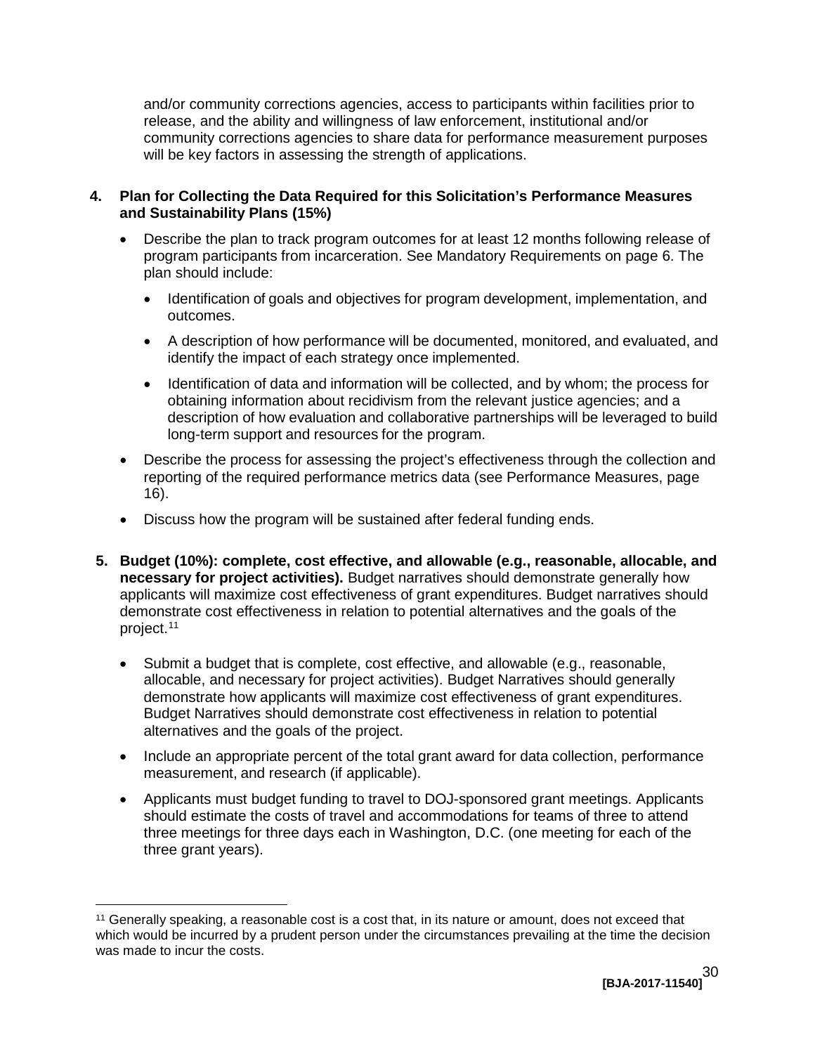and/or community corrections agencies, access to participants within facilities prior to release, and the ability and willingness of law enforcement, institutional and/or community corrections agencies to share data for performance measurement purposes will be key factors in assessing the strength of applications.

**4. Plan for Collecting the Data Required for this Solicitation's Performance Measures and Sustainability Plans (15%)**

- Describe the plan to track program outcomes for at least 12 months following release of program participants from incarceration. See Mandatory Requirements on page 6. The plan should include:
  - Identification of goals and objectives for program development, implementation, and outcomes.
  - A description of how performance will be documented, monitored, and evaluated, and identify the impact of each strategy once implemented.
  - Identification of data and information will be collected, and by whom; the process for obtaining information about recidivism from the relevant justice agencies; and a description of how evaluation and collaborative partnerships will be leveraged to build long-term support and resources for the program.
- Describe the process for assessing the project's effectiveness through the collection and reporting of the required performance metrics data (see Performance Measures, page 16).
- Discuss how the program will be sustained after federal funding ends.

**5. Budget (10%): complete, cost effective, and allowable (e.g., reasonable, allocable, and necessary for project activities).** Budget narratives should demonstrate generally how applicants will maximize cost effectiveness of grant expenditures. Budget narratives should demonstrate cost effectiveness in relation to potential alternatives and the goals of the project.[11]

- Submit a budget that is complete, cost effective, and allowable (e.g., reasonable, allocable, and necessary for project activities). Budget Narratives should generally demonstrate how applicants will maximize cost effectiveness of grant expenditures. Budget Narratives should demonstrate cost effectiveness in relation to potential alternatives and the goals of the project.
- Include an appropriate percent of the total grant award for data collection, performance measurement, and research (if applicable).
- Applicants must budget funding to travel to DOJ-sponsored grant meetings. Applicants should estimate the costs of travel and accommodations for teams of three to attend three meetings for three days each in Washington, D.C. (one meeting for each of the three grant years).

---

[11] Generally speaking, a reasonable cost is a cost that, in its nature or amount, does not exceed that which would be incurred by a prudent person under the circumstances prevailing at the time the decision was made to incur the costs.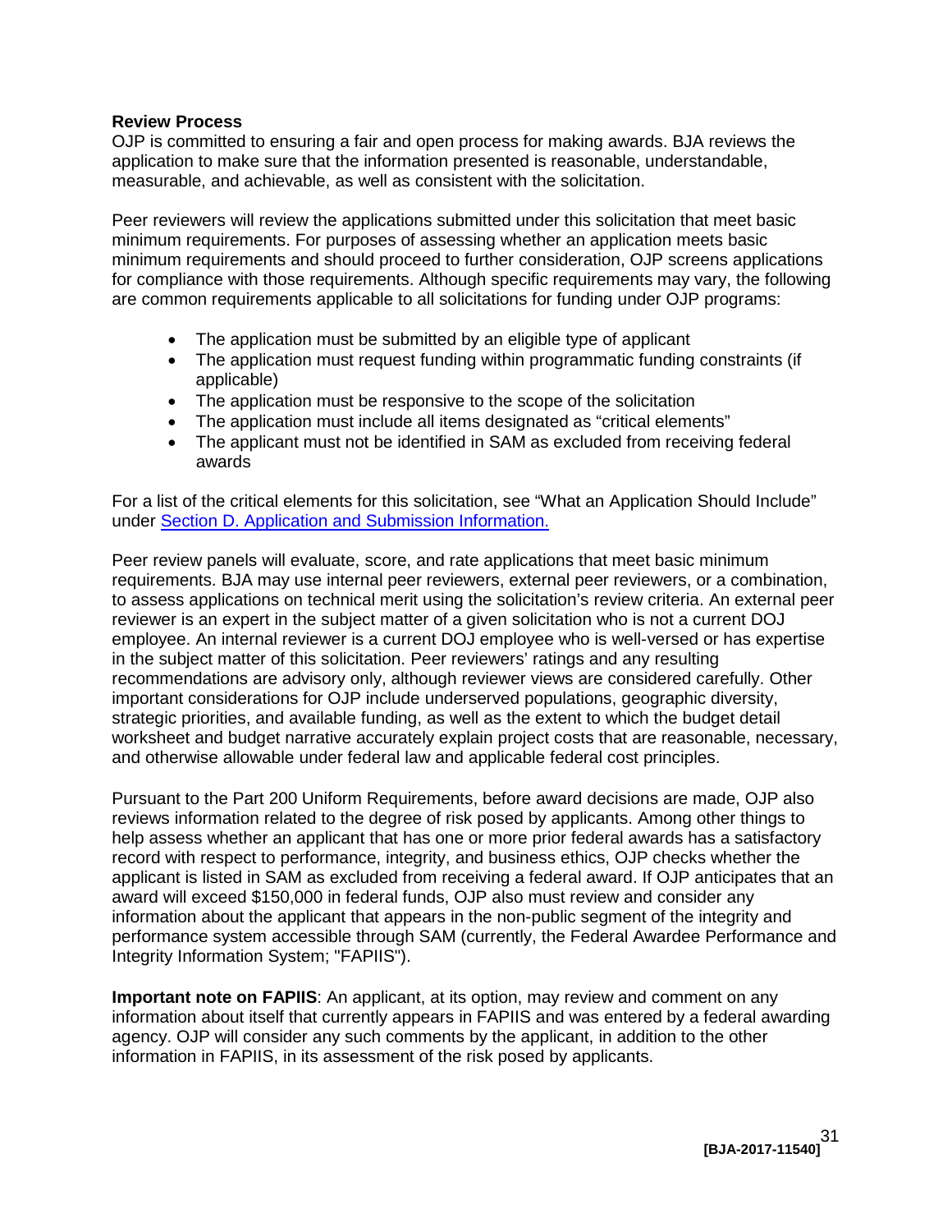**Review Process**

OJP is committed to ensuring a fair and open process for making awards. BJA reviews the application to make sure that the information presented is reasonable, understandable, measurable, and achievable, as well as consistent with the solicitation.

Peer reviewers will review the applications submitted under this solicitation that meet basic minimum requirements. For purposes of assessing whether an application meets basic minimum requirements and should proceed to further consideration, OJP screens applications for compliance with those requirements. Although specific requirements may vary, the following are common requirements applicable to all solicitations for funding under OJP programs:

- The application must be submitted by an eligible type of applicant
- The application must request funding within programmatic funding constraints (if applicable)
- The application must be responsive to the scope of the solicitation
- The application must include all items designated as "critical elements"
- The applicant must not be identified in SAM as excluded from receiving federal awards

For a list of the critical elements for this solicitation, see "What an Application Should Include" under Section D. Application and Submission Information.

Peer review panels will evaluate, score, and rate applications that meet basic minimum requirements. BJA may use internal peer reviewers, external peer reviewers, or a combination, to assess applications on technical merit using the solicitation's review criteria. An external peer reviewer is an expert in the subject matter of a given solicitation who is not a current DOJ employee. An internal reviewer is a current DOJ employee who is well-versed or has expertise in the subject matter of this solicitation. Peer reviewers' ratings and any resulting recommendations are advisory only, although reviewer views are considered carefully. Other important considerations for OJP include underserved populations, geographic diversity, strategic priorities, and available funding, as well as the extent to which the budget detail worksheet and budget narrative accurately explain project costs that are reasonable, necessary, and otherwise allowable under federal law and applicable federal cost principles.

Pursuant to the Part 200 Uniform Requirements, before award decisions are made, OJP also reviews information related to the degree of risk posed by applicants. Among other things to help assess whether an applicant that has one or more prior federal awards has a satisfactory record with respect to performance, integrity, and business ethics, OJP checks whether the applicant is listed in SAM as excluded from receiving a federal award. If OJP anticipates that an award will exceed $150,000 in federal funds, OJP also must review and consider any information about the applicant that appears in the non-public segment of the integrity and performance system accessible through SAM (currently, the Federal Awardee Performance and Integrity Information System; "FAPIIS").

**Important note on FAPIIS**: An applicant, at its option, may review and comment on any information about itself that currently appears in FAPIIS and was entered by a federal awarding agency. OJP will consider any such comments by the applicant, in addition to the other information in FAPIIS, in its assessment of the risk posed by applicants.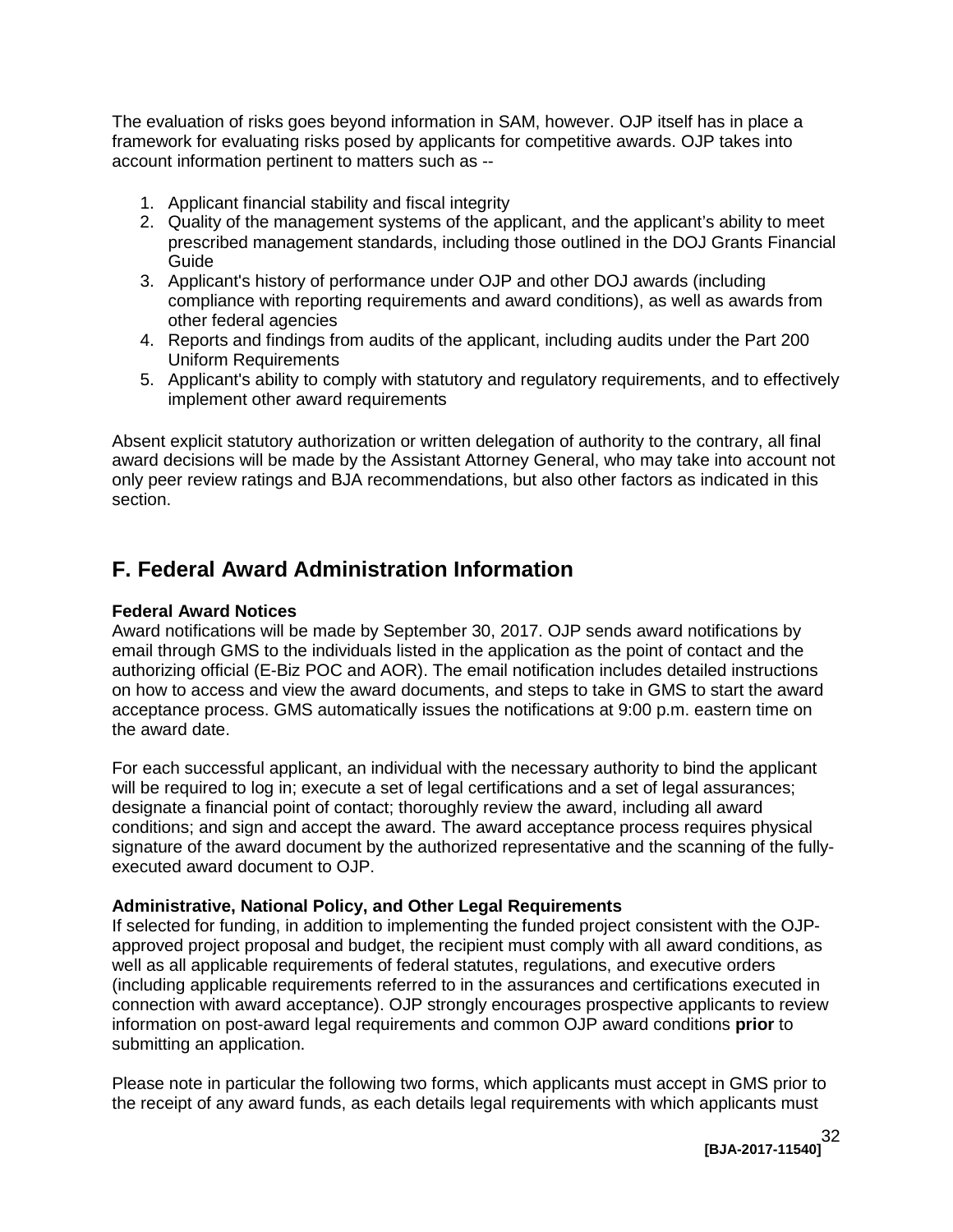The evaluation of risks goes beyond information in SAM, however. OJP itself has in place a framework for evaluating risks posed by applicants for competitive awards. OJP takes into account information pertinent to matters such as --

1. Applicant financial stability and fiscal integrity
2. Quality of the management systems of the applicant, and the applicant's ability to meet prescribed management standards, including those outlined in the DOJ Grants Financial Guide
3. Applicant's history of performance under OJP and other DOJ awards (including compliance with reporting requirements and award conditions), as well as awards from other federal agencies
4. Reports and findings from audits of the applicant, including audits under the Part 200 Uniform Requirements
5. Applicant's ability to comply with statutory and regulatory requirements, and to effectively implement other award requirements

Absent explicit statutory authorization or written delegation of authority to the contrary, all final award decisions will be made by the Assistant Attorney General, who may take into account not only peer review ratings and BJA recommendations, but also other factors as indicated in this section.

## F. Federal Award Administration Information

**Federal Award Notices**
Award notifications will be made by September 30, 2017. OJP sends award notifications by email through GMS to the individuals listed in the application as the point of contact and the authorizing official (E-Biz POC and AOR). The email notification includes detailed instructions on how to access and view the award documents, and steps to take in GMS to start the award acceptance process. GMS automatically issues the notifications at 9:00 p.m. eastern time on the award date.

For each successful applicant, an individual with the necessary authority to bind the applicant will be required to log in; execute a set of legal certifications and a set of legal assurances; designate a financial point of contact; thoroughly review the award, including all award conditions; and sign and accept the award. The award acceptance process requires physical signature of the award document by the authorized representative and the scanning of the fully-executed award document to OJP.

**Administrative, National Policy, and Other Legal Requirements**
If selected for funding, in addition to implementing the funded project consistent with the OJP-approved project proposal and budget, the recipient must comply with all award conditions, as well as all applicable requirements of federal statutes, regulations, and executive orders (including applicable requirements referred to in the assurances and certifications executed in connection with award acceptance). OJP strongly encourages prospective applicants to review information on post-award legal requirements and common OJP award conditions **prior** to submitting an application.

Please note in particular the following two forms, which applicants must accept in GMS prior to the receipt of any award funds, as each details legal requirements with which applicants must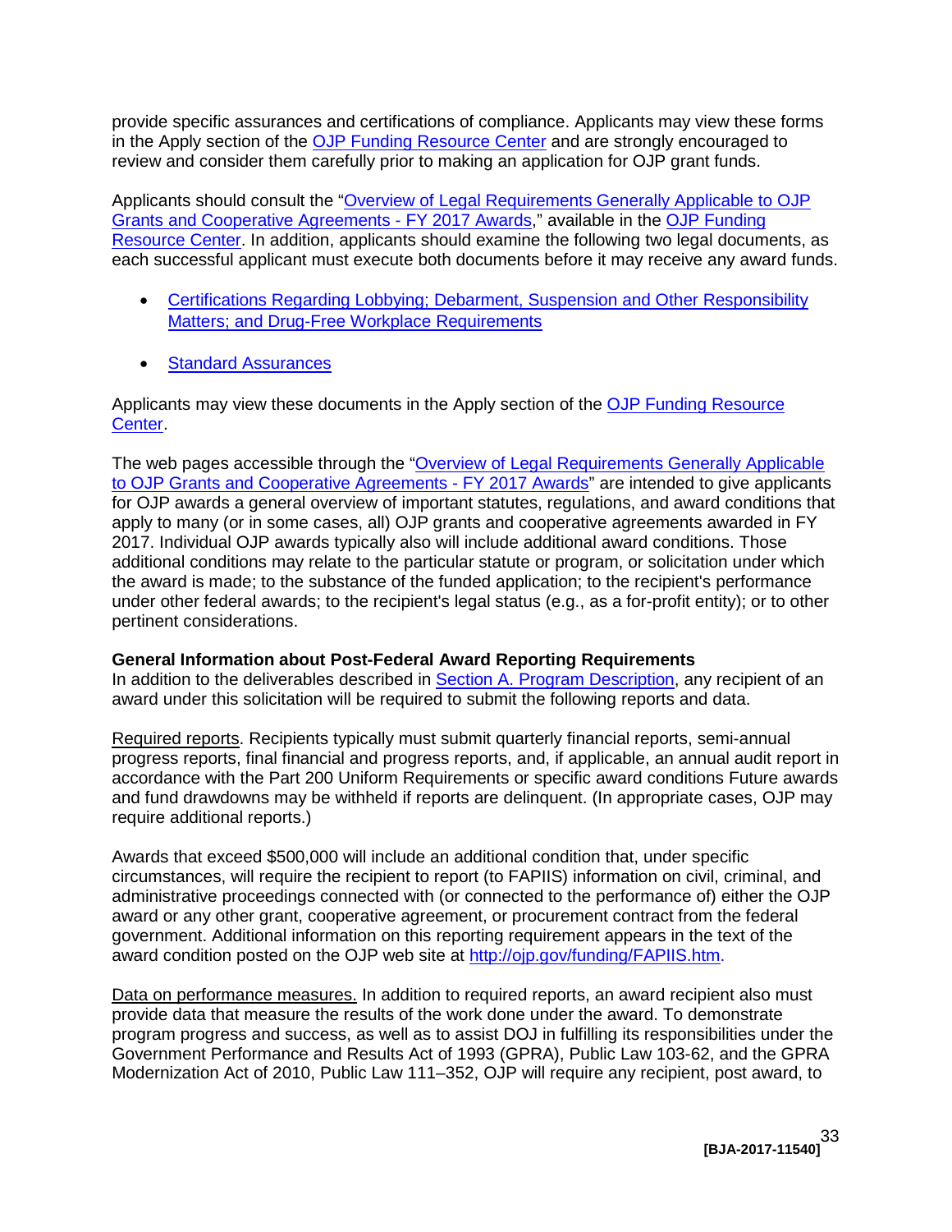provide specific assurances and certifications of compliance. Applicants may view these forms in the Apply section of the OJP Funding Resource Center and are strongly encouraged to review and consider them carefully prior to making an application for OJP grant funds.

Applicants should consult the "Overview of Legal Requirements Generally Applicable to OJP Grants and Cooperative Agreements - FY 2017 Awards," available in the OJP Funding Resource Center. In addition, applicants should examine the following two legal documents, as each successful applicant must execute both documents before it may receive any award funds.

- Certifications Regarding Lobbying; Debarment, Suspension and Other Responsibility Matters; and Drug-Free Workplace Requirements
- Standard Assurances

Applicants may view these documents in the Apply section of the OJP Funding Resource Center.

The web pages accessible through the "Overview of Legal Requirements Generally Applicable to OJP Grants and Cooperative Agreements - FY 2017 Awards" are intended to give applicants for OJP awards a general overview of important statutes, regulations, and award conditions that apply to many (or in some cases, all) OJP grants and cooperative agreements awarded in FY 2017. Individual OJP awards typically also will include additional award conditions. Those additional conditions may relate to the particular statute or program, or solicitation under which the award is made; to the substance of the funded application; to the recipient's performance under other federal awards; to the recipient's legal status (e.g., as a for-profit entity); or to other pertinent considerations.

**General Information about Post-Federal Award Reporting Requirements**
In addition to the deliverables described in Section A. Program Description, any recipient of an award under this solicitation will be required to submit the following reports and data.

Required reports. Recipients typically must submit quarterly financial reports, semi-annual progress reports, final financial and progress reports, and, if applicable, an annual audit report in accordance with the Part 200 Uniform Requirements or specific award conditions Future awards and fund drawdowns may be withheld if reports are delinquent. (In appropriate cases, OJP may require additional reports.)

Awards that exceed $500,000 will include an additional condition that, under specific circumstances, will require the recipient to report (to FAPIIS) information on civil, criminal, and administrative proceedings connected with (or connected to the performance of) either the OJP award or any other grant, cooperative agreement, or procurement contract from the federal government. Additional information on this reporting requirement appears in the text of the award condition posted on the OJP web site at http://ojp.gov/funding/FAPIIS.htm.

Data on performance measures. In addition to required reports, an award recipient also must provide data that measure the results of the work done under the award. To demonstrate program progress and success, as well as to assist DOJ in fulfilling its responsibilities under the Government Performance and Results Act of 1993 (GPRA), Public Law 103-62, and the GPRA Modernization Act of 2010, Public Law 111–352, OJP will require any recipient, post award, to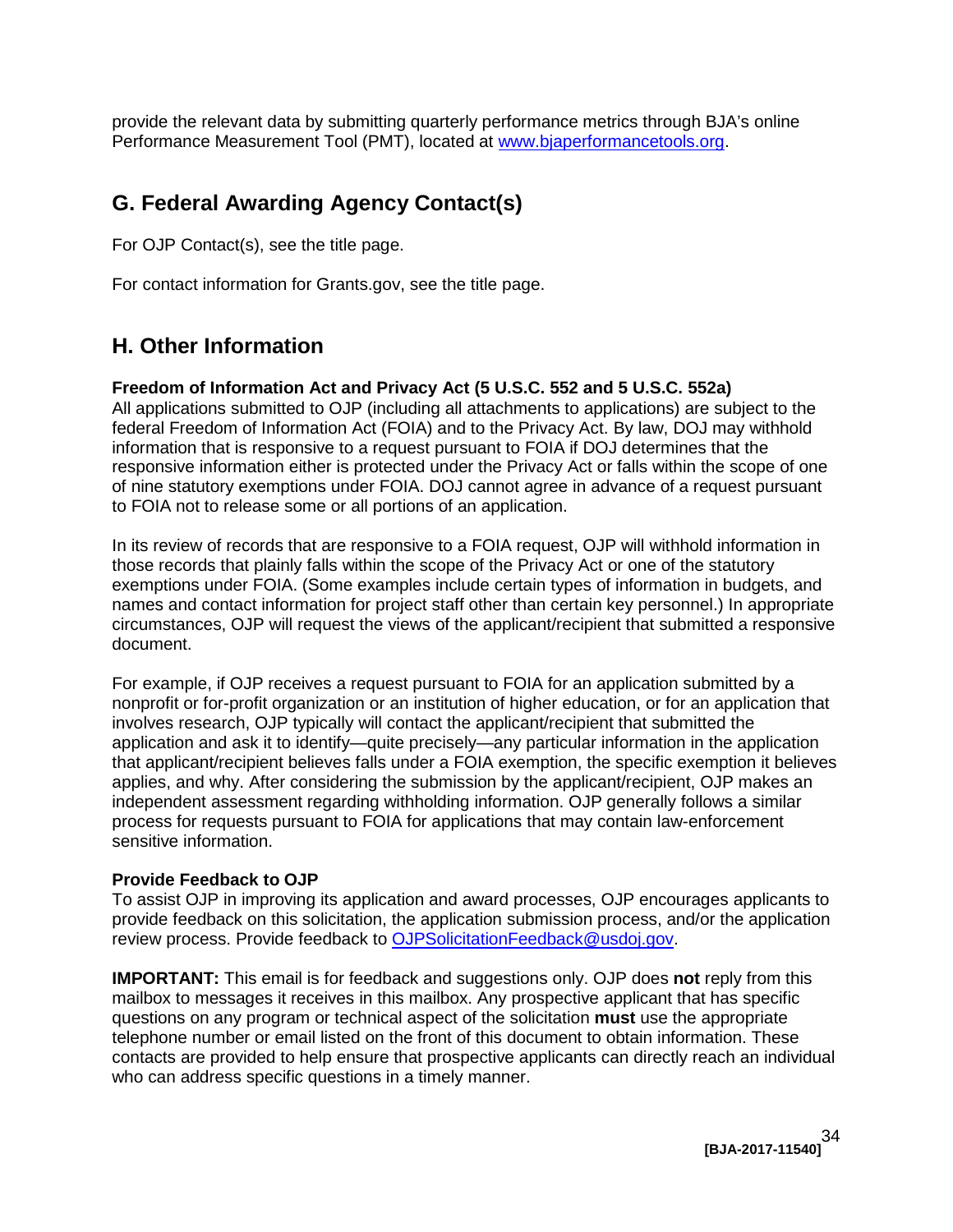provide the relevant data by submitting quarterly performance metrics through BJA's online Performance Measurement Tool (PMT), located at [www.bjaperformancetools.org](www.bjaperformancetools.org).

## G. Federal Awarding Agency Contact(s)

For OJP Contact(s), see the title page.

For contact information for Grants.gov, see the title page.

## H. Other Information

**Freedom of Information Act and Privacy Act (5 U.S.C. 552 and 5 U.S.C. 552a)**
All applications submitted to OJP (including all attachments to applications) are subject to the federal Freedom of Information Act (FOIA) and to the Privacy Act. By law, DOJ may withhold information that is responsive to a request pursuant to FOIA if DOJ determines that the responsive information either is protected under the Privacy Act or falls within the scope of one of nine statutory exemptions under FOIA. DOJ cannot agree in advance of a request pursuant to FOIA not to release some or all portions of an application.

In its review of records that are responsive to a FOIA request, OJP will withhold information in those records that plainly falls within the scope of the Privacy Act or one of the statutory exemptions under FOIA. (Some examples include certain types of information in budgets, and names and contact information for project staff other than certain key personnel.) In appropriate circumstances, OJP will request the views of the applicant/recipient that submitted a responsive document.

For example, if OJP receives a request pursuant to FOIA for an application submitted by a nonprofit or for-profit organization or an institution of higher education, or for an application that involves research, OJP typically will contact the applicant/recipient that submitted the application and ask it to identify—quite precisely—any particular information in the application that applicant/recipient believes falls under a FOIA exemption, the specific exemption it believes applies, and why. After considering the submission by the applicant/recipient, OJP makes an independent assessment regarding withholding information. OJP generally follows a similar process for requests pursuant to FOIA for applications that may contain law-enforcement sensitive information.

**Provide Feedback to OJP**
To assist OJP in improving its application and award processes, OJP encourages applicants to provide feedback on this solicitation, the application submission process, and/or the application review process. Provide feedback to [OJPSolicitationFeedback@usdoj.gov](mailto:OJPSolicitationFeedback@usdoj.gov).

**IMPORTANT:** This email is for feedback and suggestions only. OJP does **not** reply from this mailbox to messages it receives in this mailbox. Any prospective applicant that has specific questions on any program or technical aspect of the solicitation **must** use the appropriate telephone number or email listed on the front of this document to obtain information. These contacts are provided to help ensure that prospective applicants can directly reach an individual who can address specific questions in a timely manner.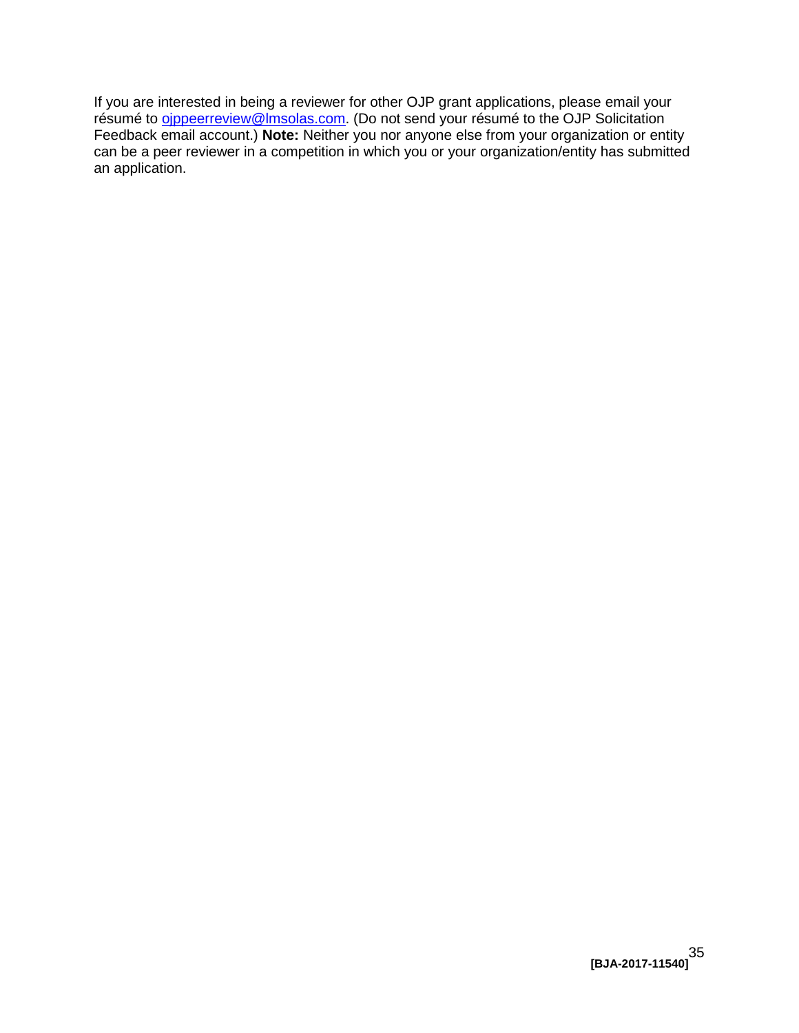If you are interested in being a reviewer for other OJP grant applications, please email your résumé to [ojppeerreview@lmsolas.com](mailto:ojppeerreview@lmsolas.com). (Do not send your résumé to the OJP Solicitation Feedback email account.) **Note:** Neither you nor anyone else from your organization or entity can be a peer reviewer in a competition in which you or your organization/entity has submitted an application.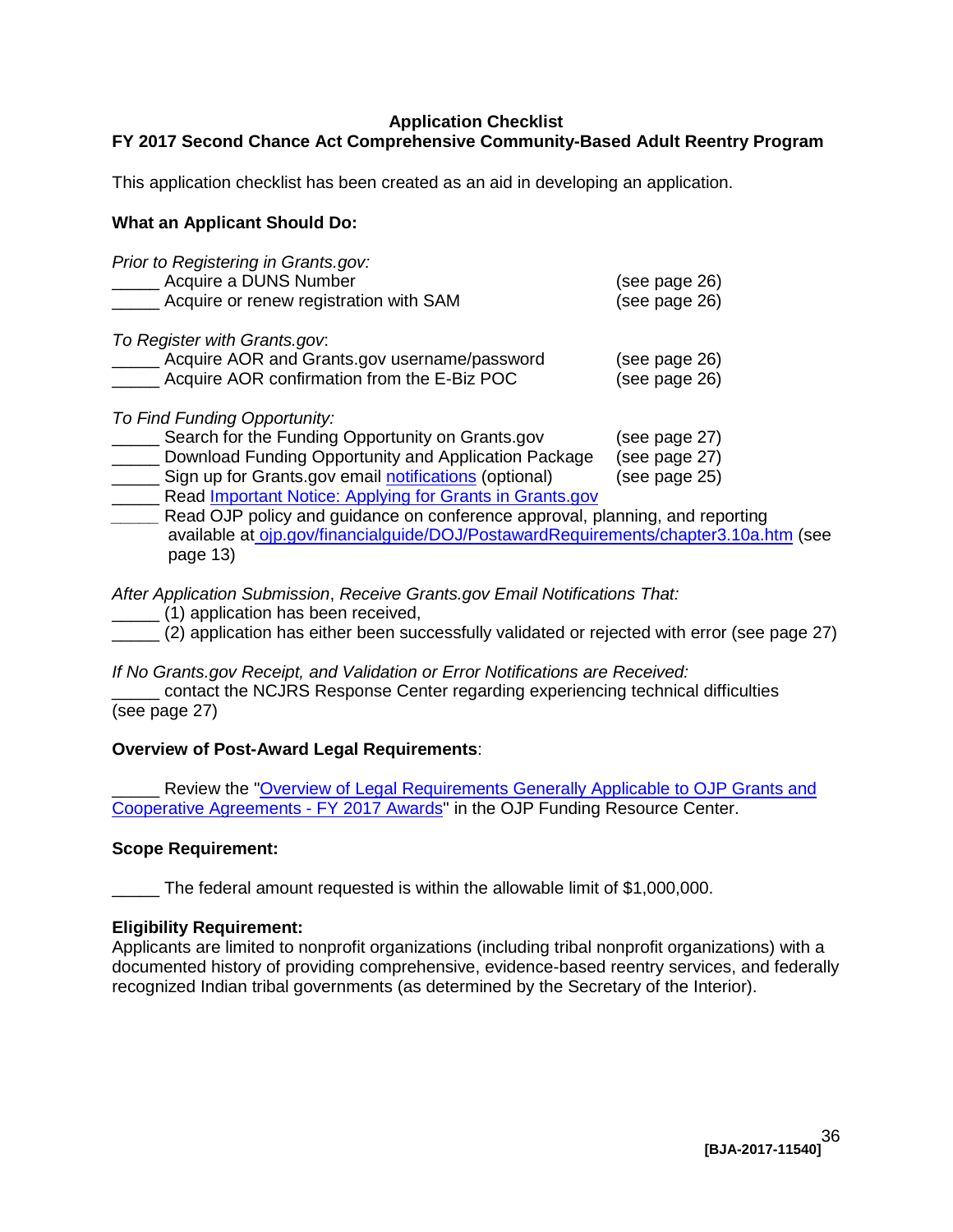**Application Checklist**
**FY 2017 Second Chance Act Comprehensive Community-Based Adult Reentry Program**

This application checklist has been created as an aid in developing an application.

**What an Applicant Should Do:**

*Prior to Registering in Grants.gov:*
_____ Acquire a DUNS Number (see page 26)
_____ Acquire or renew registration with SAM (see page 26)

*To Register with Grants.gov*:
_____ Acquire AOR and Grants.gov username/password (see page 26)
_____ Acquire AOR confirmation from the E-Biz POC (see page 26)

*To Find Funding Opportunity:*
_____ Search for the Funding Opportunity on Grants.gov (see page 27)
_____ Download Funding Opportunity and Application Package (see page 27)
_____ Sign up for Grants.gov email notifications (optional) (see page 25)
_____ Read Important Notice: Applying for Grants in Grants.gov
_____ Read OJP policy and guidance on conference approval, planning, and reporting available at ojp.gov/financialguide/DOJ/PostawardRequirements/chapter3.10a.htm (see page 13)

*After Application Submission*, *Receive Grants.gov Email Notifications That:*
_____ (1) application has been received,
_____ (2) application has either been successfully validated or rejected with error (see page 27)

*If No Grants.gov Receipt, and Validation or Error Notifications are Received:*
_____ contact the NCJRS Response Center regarding experiencing technical difficulties (see page 27)

**Overview of Post-Award Legal Requirements**:

_____ Review the "Overview of Legal Requirements Generally Applicable to OJP Grants and Cooperative Agreements - FY 2017 Awards" in the OJP Funding Resource Center.

**Scope Requirement:**

_____ The federal amount requested is within the allowable limit of $1,000,000.

**Eligibility Requirement:**
Applicants are limited to nonprofit organizations (including tribal nonprofit organizations) with a documented history of providing comprehensive, evidence-based reentry services, and federally recognized Indian tribal governments (as determined by the Secretary of the Interior).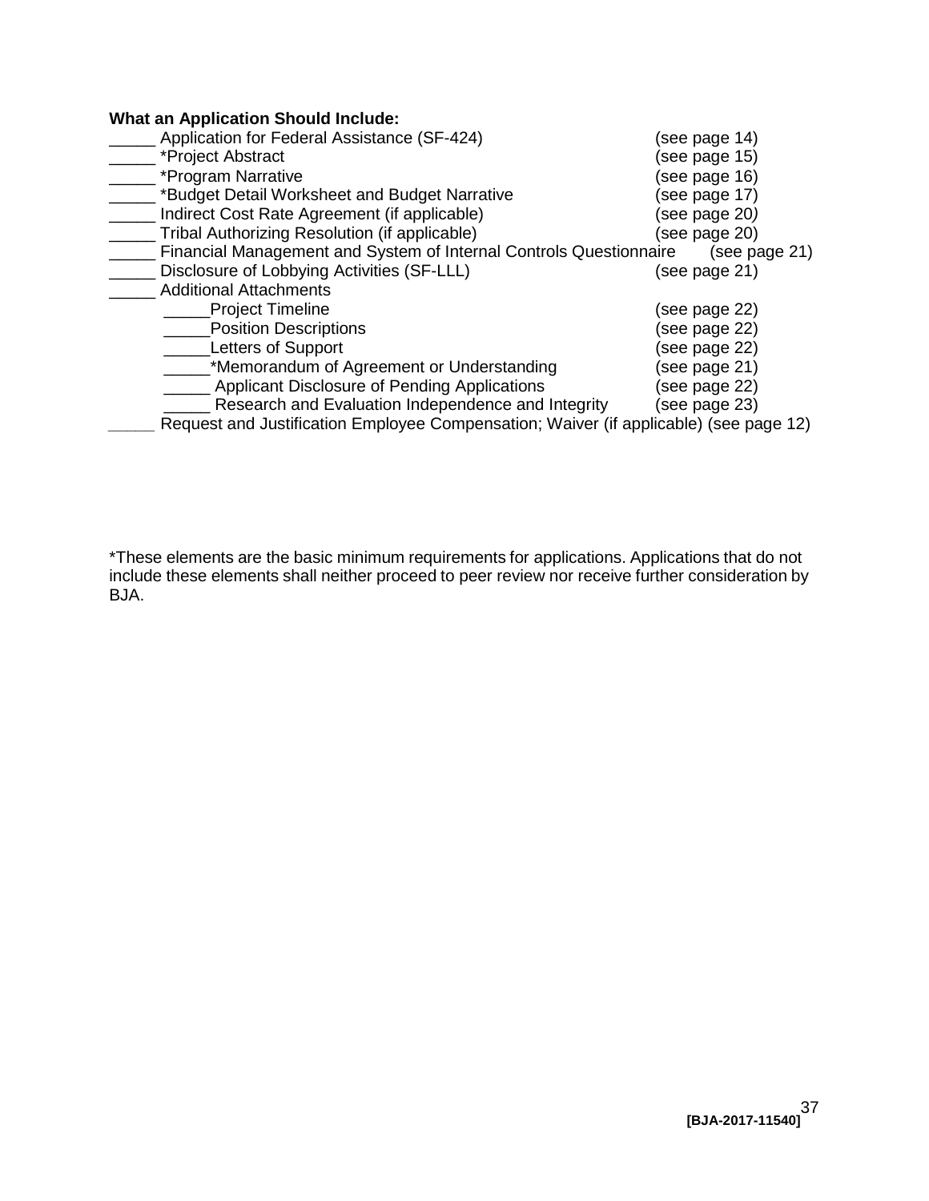**What an Application Should Include:**

_____ Application for Federal Assistance (SF-424) (see page 14)
_____ *Project Abstract (see page 15)
_____ *Program Narrative (see page 16)
_____ *Budget Detail Worksheet and Budget Narrative (see page 17)
_____ Indirect Cost Rate Agreement (if applicable) (see page 20)
_____ Tribal Authorizing Resolution (if applicable) (see page 20)
_____ Financial Management and System of Internal Controls Questionnaire (see page 21)
_____ Disclosure of Lobbying Activities (SF-LLL) (see page 21)
_____ Additional Attachments
- _____Project Timeline (see page 22)
- _____Position Descriptions (see page 22)
- _____Letters of Support (see page 22)
- _____*Memorandum of Agreement or Understanding (see page 21)
- _____ Applicant Disclosure of Pending Applications (see page 22)
- _____ Research and Evaluation Independence and Integrity (see page 23)

_____ Request and Justification Employee Compensation; Waiver (if applicable) (see page 12)

*These elements are the basic minimum requirements for applications. Applications that do not include these elements shall neither proceed to peer review nor receive further consideration by BJA.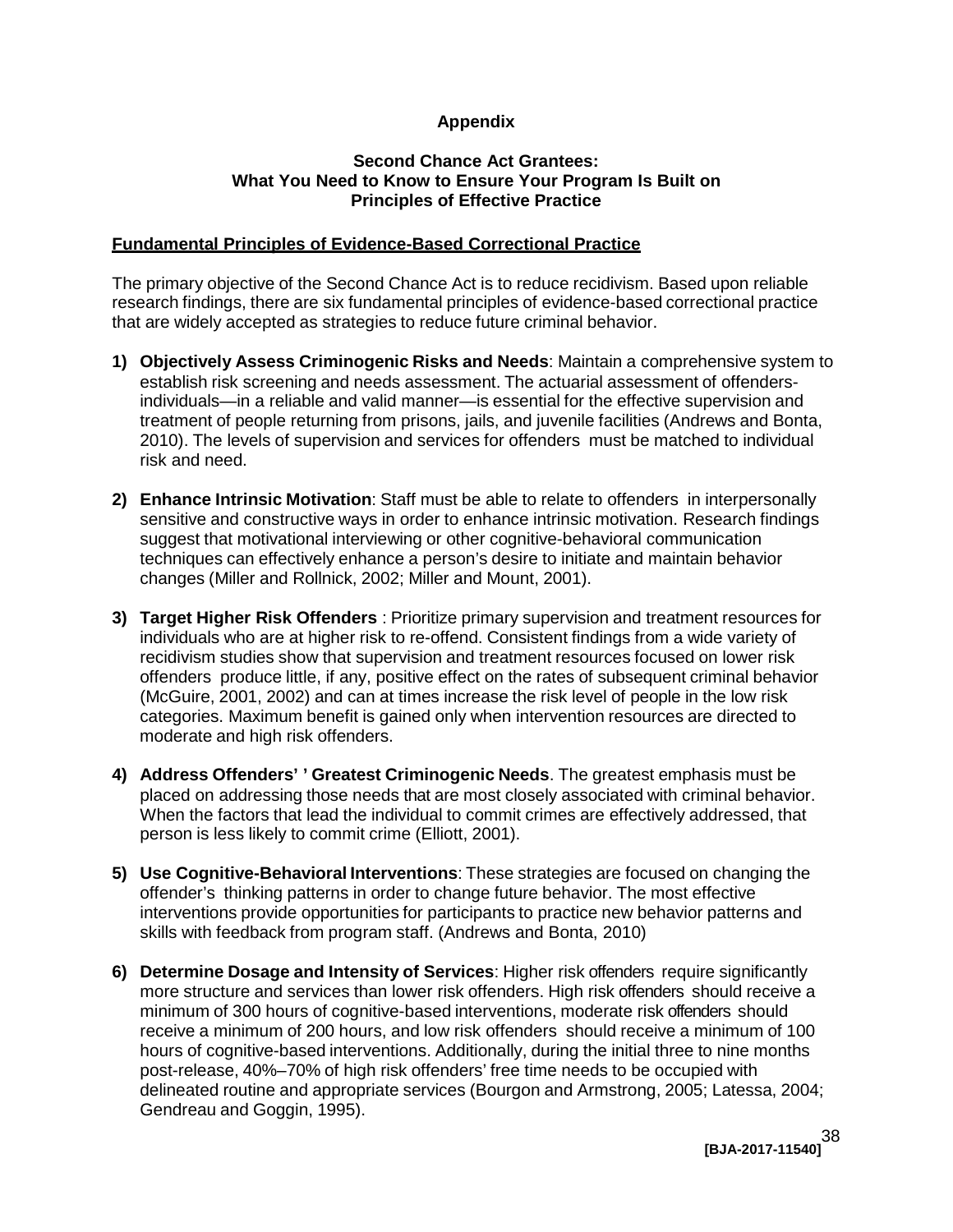**Appendix**

**Second Chance Act Grantees: What You Need to Know to Ensure Your Program Is Built on Principles of Effective Practice**

**Fundamental Principles of Evidence-Based Correctional Practice**

The primary objective of the Second Chance Act is to reduce recidivism. Based upon reliable research findings, there are six fundamental principles of evidence-based correctional practice that are widely accepted as strategies to reduce future criminal behavior.

1) **Objectively Assess Criminogenic Risks and Needs**: Maintain a comprehensive system to establish risk screening and needs assessment. The actuarial assessment of offenders-individuals—in a reliable and valid manner—is essential for the effective supervision and treatment of people returning from prisons, jails, and juvenile facilities (Andrews and Bonta, 2010). The levels of supervision and services for offenders must be matched to individual risk and need.

2) **Enhance Intrinsic Motivation**: Staff must be able to relate to offenders in interpersonally sensitive and constructive ways in order to enhance intrinsic motivation. Research findings suggest that motivational interviewing or other cognitive-behavioral communication techniques can effectively enhance a person's desire to initiate and maintain behavior changes (Miller and Rollnick, 2002; Miller and Mount, 2001).

3) **Target Higher Risk Offenders** : Prioritize primary supervision and treatment resources for individuals who are at higher risk to re-offend. Consistent findings from a wide variety of recidivism studies show that supervision and treatment resources focused on lower risk offenders produce little, if any, positive effect on the rates of subsequent criminal behavior (McGuire, 2001, 2002) and can at times increase the risk level of people in the low risk categories. Maximum benefit is gained only when intervention resources are directed to moderate and high risk offenders.

4) **Address Offenders' ' Greatest Criminogenic Needs**. The greatest emphasis must be placed on addressing those needs that are most closely associated with criminal behavior. When the factors that lead the individual to commit crimes are effectively addressed, that person is less likely to commit crime (Elliott, 2001).

5) **Use Cognitive-Behavioral Interventions**: These strategies are focused on changing the offender's thinking patterns in order to change future behavior. The most effective interventions provide opportunities for participants to practice new behavior patterns and skills with feedback from program staff. (Andrews and Bonta, 2010)

6) **Determine Dosage and Intensity of Services**: Higher risk offenders require significantly more structure and services than lower risk offenders. High risk offenders should receive a minimum of 300 hours of cognitive-based interventions, moderate risk offenders should receive a minimum of 200 hours, and low risk offenders should receive a minimum of 100 hours of cognitive-based interventions. Additionally, during the initial three to nine months post-release, 40%–70% of high risk offenders' free time needs to be occupied with delineated routine and appropriate services (Bourgon and Armstrong, 2005; Latessa, 2004; Gendreau and Goggin, 1995).

**[BJA-2017-11540]**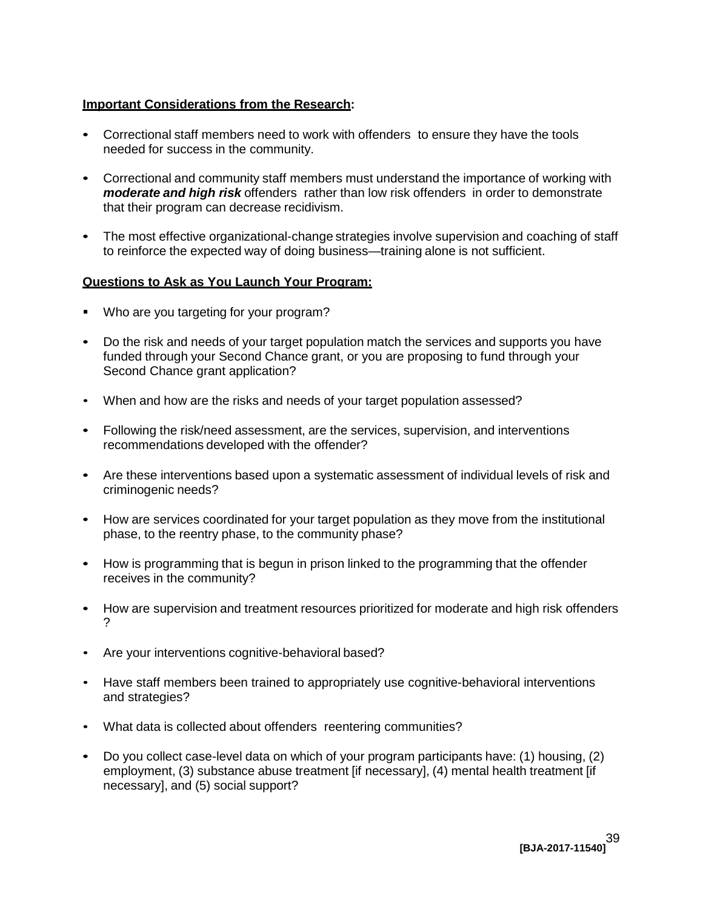**Important Considerations from the Research:**

- Correctional staff members need to work with offenders to ensure they have the tools needed for success in the community.
- Correctional and community staff members must understand the importance of working with ***moderate and high risk*** offenders rather than low risk offenders in order to demonstrate that their program can decrease recidivism.
- The most effective organizational-change strategies involve supervision and coaching of staff to reinforce the expected way of doing business—training alone is not sufficient.

**Questions to Ask as You Launch Your Program:**

- Who are you targeting for your program?
- Do the risk and needs of your target population match the services and supports you have funded through your Second Chance grant, or you are proposing to fund through your Second Chance grant application?
- When and how are the risks and needs of your target population assessed?
- Following the risk/need assessment, are the services, supervision, and interventions recommendations developed with the offender?
- Are these interventions based upon a systematic assessment of individual levels of risk and criminogenic needs?
- How are services coordinated for your target population as they move from the institutional phase, to the reentry phase, to the community phase?
- How is programming that is begun in prison linked to the programming that the offender receives in the community?
- How are supervision and treatment resources prioritized for moderate and high risk offenders ?
- Are your interventions cognitive-behavioral based?
- Have staff members been trained to appropriately use cognitive-behavioral interventions and strategies?
- What data is collected about offenders reentering communities?
- Do you collect case-level data on which of your program participants have: (1) housing, (2) employment, (3) substance abuse treatment [if necessary], (4) mental health treatment [if necessary], and (5) social support?

**[BJA-2017-11540]**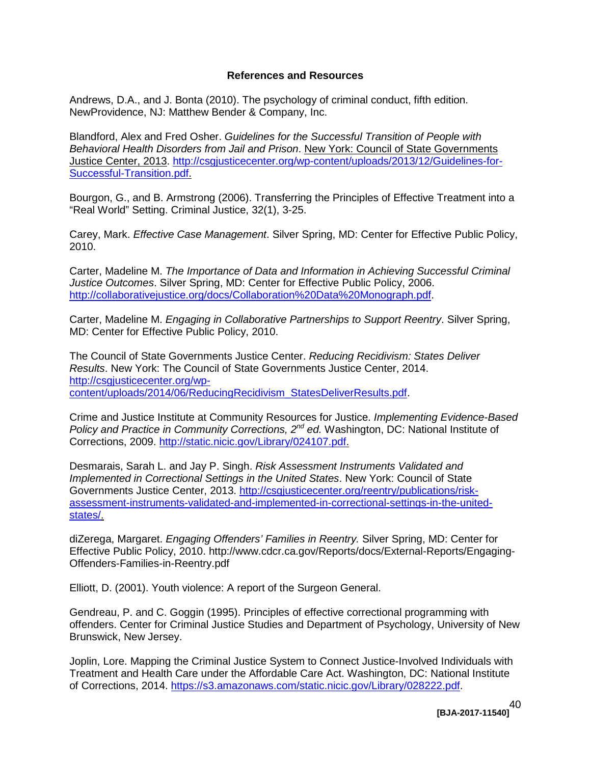## References and Resources

Andrews, D.A., and J. Bonta (2010). The psychology of criminal conduct, fifth edition. NewProvidence, NJ: Matthew Bender & Company, Inc.

Blandford, Alex and Fred Osher. *Guidelines for the Successful Transition of People with Behavioral Health Disorders from Jail and Prison*. New York: Council of State Governments Justice Center, 2013. http://csgjusticecenter.org/wp-content/uploads/2013/12/Guidelines-for-Successful-Transition.pdf.

Bourgon, G., and B. Armstrong (2006). Transferring the Principles of Effective Treatment into a "Real World" Setting. Criminal Justice, 32(1), 3-25.

Carey, Mark. *Effective Case Management*. Silver Spring, MD: Center for Effective Public Policy, 2010.

Carter, Madeline M. *The Importance of Data and Information in Achieving Successful Criminal Justice Outcomes*. Silver Spring, MD: Center for Effective Public Policy, 2006. http://collaborativejustice.org/docs/Collaboration%20Data%20Monograph.pdf.

Carter, Madeline M. *Engaging in Collaborative Partnerships to Support Reentry*. Silver Spring, MD: Center for Effective Public Policy, 2010.

The Council of State Governments Justice Center. *Reducing Recidivism: States Deliver Results*. New York: The Council of State Governments Justice Center, 2014. http://csgjusticecenter.org/wp-content/uploads/2014/06/ReducingRecidivism_StatesDeliverResults.pdf.

Crime and Justice Institute at Community Resources for Justice. *Implementing Evidence-Based Policy and Practice in Community Corrections, 2nd ed.* Washington, DC: National Institute of Corrections, 2009. http://static.nicic.gov/Library/024107.pdf.

Desmarais, Sarah L. and Jay P. Singh. *Risk Assessment Instruments Validated and Implemented in Correctional Settings in the United States*. New York: Council of State Governments Justice Center, 2013. http://csgjusticecenter.org/reentry/publications/risk-assessment-instruments-validated-and-implemented-in-correctional-settings-in-the-united-states/.

diZerega, Margaret. *Engaging Offenders' Families in Reentry.* Silver Spring, MD: Center for Effective Public Policy, 2010. http://www.cdcr.ca.gov/Reports/docs/External-Reports/Engaging-Offenders-Families-in-Reentry.pdf

Elliott, D. (2001). Youth violence: A report of the Surgeon General.

Gendreau, P. and C. Goggin (1995). Principles of effective correctional programming with offenders. Center for Criminal Justice Studies and Department of Psychology, University of New Brunswick, New Jersey.

Joplin, Lore. Mapping the Criminal Justice System to Connect Justice-Involved Individuals with Treatment and Health Care under the Affordable Care Act. Washington, DC: National Institute of Corrections, 2014. https://s3.amazonaws.com/static.nicic.gov/Library/028222.pdf.

[BJA-2017-11540]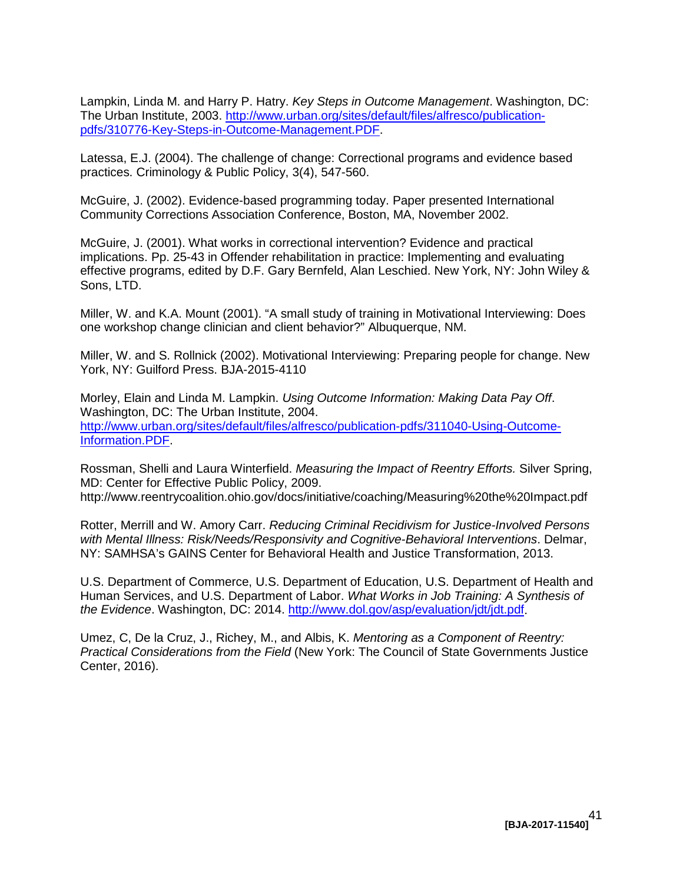Lampkin, Linda M. and Harry P. Hatry. *Key Steps in Outcome Management*. Washington, DC: The Urban Institute, 2003. http://www.urban.org/sites/default/files/alfresco/publication-pdfs/310776-Key-Steps-in-Outcome-Management.PDF.

Latessa, E.J. (2004). The challenge of change: Correctional programs and evidence based practices. Criminology & Public Policy, 3(4), 547-560.

McGuire, J. (2002). Evidence-based programming today. Paper presented International Community Corrections Association Conference, Boston, MA, November 2002.

McGuire, J. (2001). What works in correctional intervention? Evidence and practical implications. Pp. 25-43 in Offender rehabilitation in practice: Implementing and evaluating effective programs, edited by D.F. Gary Bernfeld, Alan Leschied. New York, NY: John Wiley & Sons, LTD.

Miller, W. and K.A. Mount (2001). "A small study of training in Motivational Interviewing: Does one workshop change clinician and client behavior?" Albuquerque, NM.

Miller, W. and S. Rollnick (2002). Motivational Interviewing: Preparing people for change. New York, NY: Guilford Press. BJA-2015-4110

Morley, Elain and Linda M. Lampkin. *Using Outcome Information: Making Data Pay Off*. Washington, DC: The Urban Institute, 2004. http://www.urban.org/sites/default/files/alfresco/publication-pdfs/311040-Using-Outcome-Information.PDF.

Rossman, Shelli and Laura Winterfield. *Measuring the Impact of Reentry Efforts.* Silver Spring, MD: Center for Effective Public Policy, 2009. http://www.reentrycoalition.ohio.gov/docs/initiative/coaching/Measuring%20the%20Impact.pdf

Rotter, Merrill and W. Amory Carr. *Reducing Criminal Recidivism for Justice-Involved Persons with Mental Illness: Risk/Needs/Responsivity and Cognitive-Behavioral Interventions*. Delmar, NY: SAMHSA's GAINS Center for Behavioral Health and Justice Transformation, 2013.

U.S. Department of Commerce, U.S. Department of Education, U.S. Department of Health and Human Services, and U.S. Department of Labor. *What Works in Job Training: A Synthesis of the Evidence*. Washington, DC: 2014. http://www.dol.gov/asp/evaluation/jdt/jdt.pdf.

Umez, C, De la Cruz, J., Richey, M., and Albis, K. *Mentoring as a Component of Reentry: Practical Considerations from the Field* (New York: The Council of State Governments Justice Center, 2016).